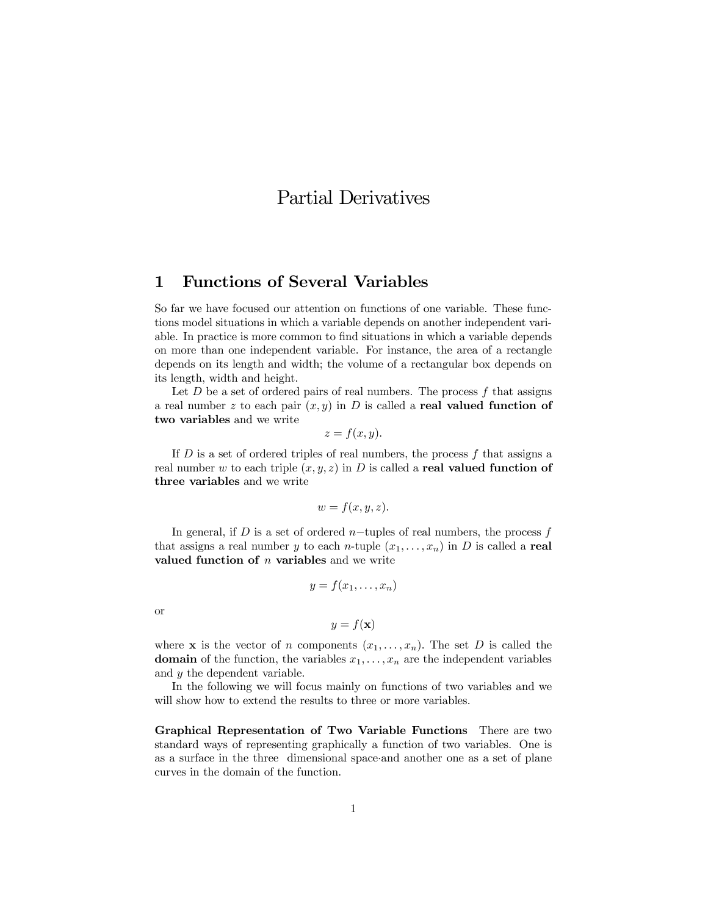# Partial Derivatives

## 1 Functions of Several Variables

So far we have focused our attention on functions of one variable. These functions model situations in which a variable depends on another independent variable. In practice is more common to find situations in which a variable depends on more than one independent variable. For instance, the area of a rectangle depends on its length and width; the volume of a rectangular box depends on its length, width and height.

Let $D$ be a set of ordered pairs of real numbers. The process $f$ that assigns a real number $z$ to each pair $(x, y)$ in $D$ is called a **real valued function of two variables** and we write

$$z = f(x, y).$$

If $D$ is a set of ordered triples of real numbers, the process $f$ that assigns a real number $w$ to each triple $(x, y, z)$ in $D$ is called a **real valued function of three variables** and we write

$$w = f(x, y, z).$$

In general, if $D$ is a set of ordered $n-$tuples of real numbers, the process $f$ that assigns a real number $y$ to each $n$-tuple $(x_1, \ldots, x_n)$ in $D$ is called a **real valued function of $n$ variables** and we write

$$y = f(x_1, \ldots, x_n)$$

or

$$y = f(\mathbf{x})$$

where $\mathbf{x}$ is the vector of $n$ components $(x_1, \ldots, x_n)$. The set $D$ is called the **domain** of the function, the variables $x_1, \ldots, x_n$ are the independent variables and $y$ the dependent variable.

In the following we will focus mainly on functions of two variables and we will show how to extend the results to three or more variables.

**Graphical Representation of Two Variable Functions** There are two standard ways of representing graphically a function of two variables. One is as a surface in the three dimensional space·and another one as a set of plane curves in the domain of the function.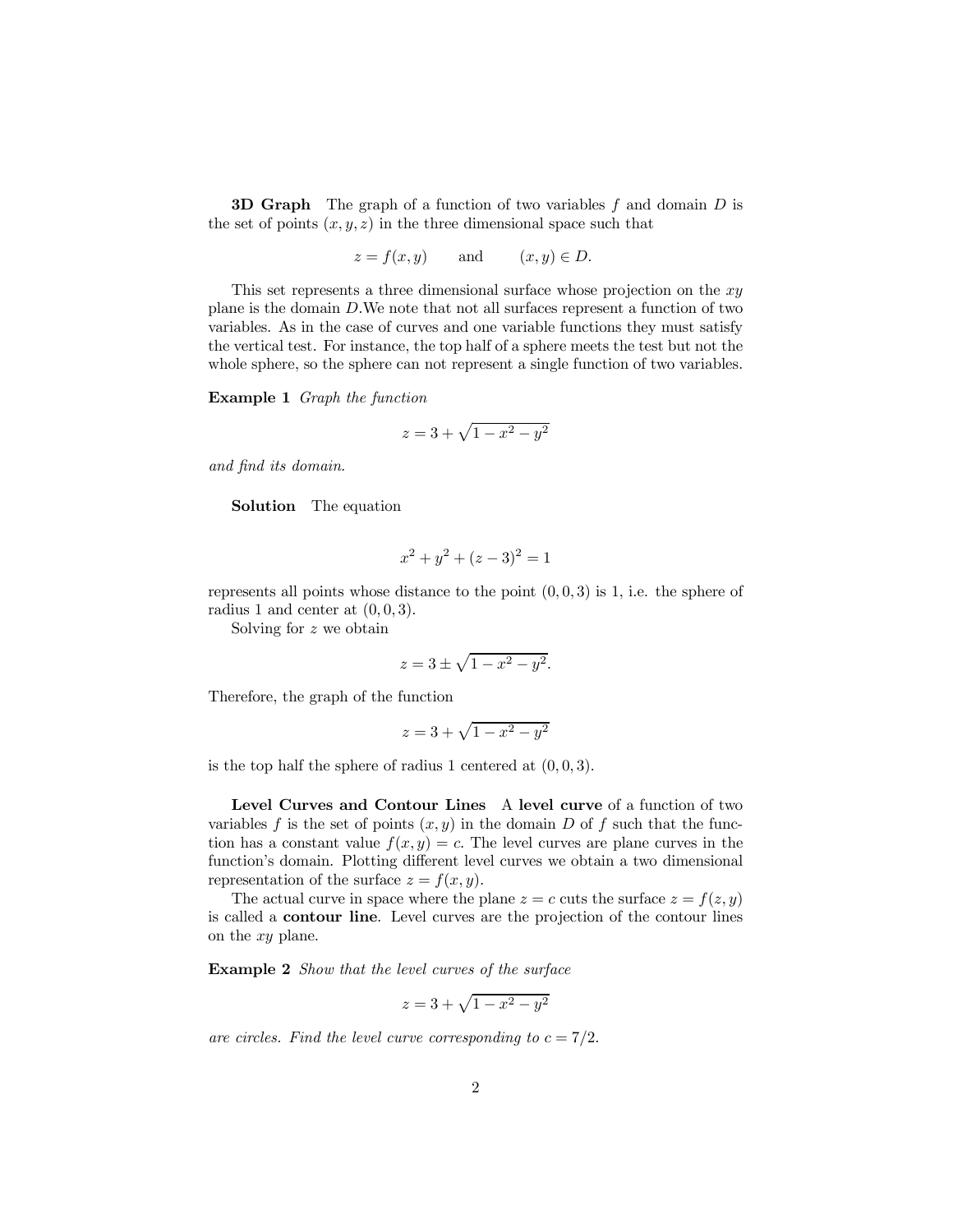**3D Graph** The graph of a function of two variables $f$ and domain $D$ is the set of points $(x, y, z)$ in the three dimensional space such that

$$z = f(x, y) \qquad \text{and} \qquad (x, y) \in D.$$

This set represents a three dimensional surface whose projection on the $xy$ plane is the domain $D$.We note that not all surfaces represent a function of two variables. As in the case of curves and one variable functions they must satisfy the vertical test. For instance, the top half of a sphere meets the test but not the whole sphere, so the sphere can not represent a single function of two variables.

**Example 1** *Graph the function*

$$z = 3 + \sqrt{1 - x^2 - y^2}$$

*and find its domain.*

**Solution** The equation

$$x^2 + y^2 + (z - 3)^2 = 1$$

represents all points whose distance to the point $(0, 0, 3)$ is 1, i.e. the sphere of radius 1 and center at $(0, 0, 3)$.

Solving for $z$ we obtain

$$z = 3 \pm \sqrt{1 - x^2 - y^2}.$$

Therefore, the graph of the function

$$z = 3 + \sqrt{1 - x^2 - y^2}$$

is the top half the sphere of radius 1 centered at $(0, 0, 3)$.

**Level Curves and Contour Lines** A **level curve** of a function of two variables $f$ is the set of points $(x, y)$ in the domain $D$ of $f$ such that the function has a constant value $f(x, y) = c$. The level curves are plane curves in the function's domain. Plotting different level curves we obtain a two dimensional representation of the surface $z = f(x, y)$.

The actual curve in space where the plane $z = c$ cuts the surface $z = f(z, y)$ is called a **contour line**. Level curves are the projection of the contour lines on the $xy$ plane.

**Example 2** *Show that the level curves of the surface*

$$z = 3 + \sqrt{1 - x^2 - y^2}$$

*are circles. Find the level curve corresponding to $c = 7/2$.*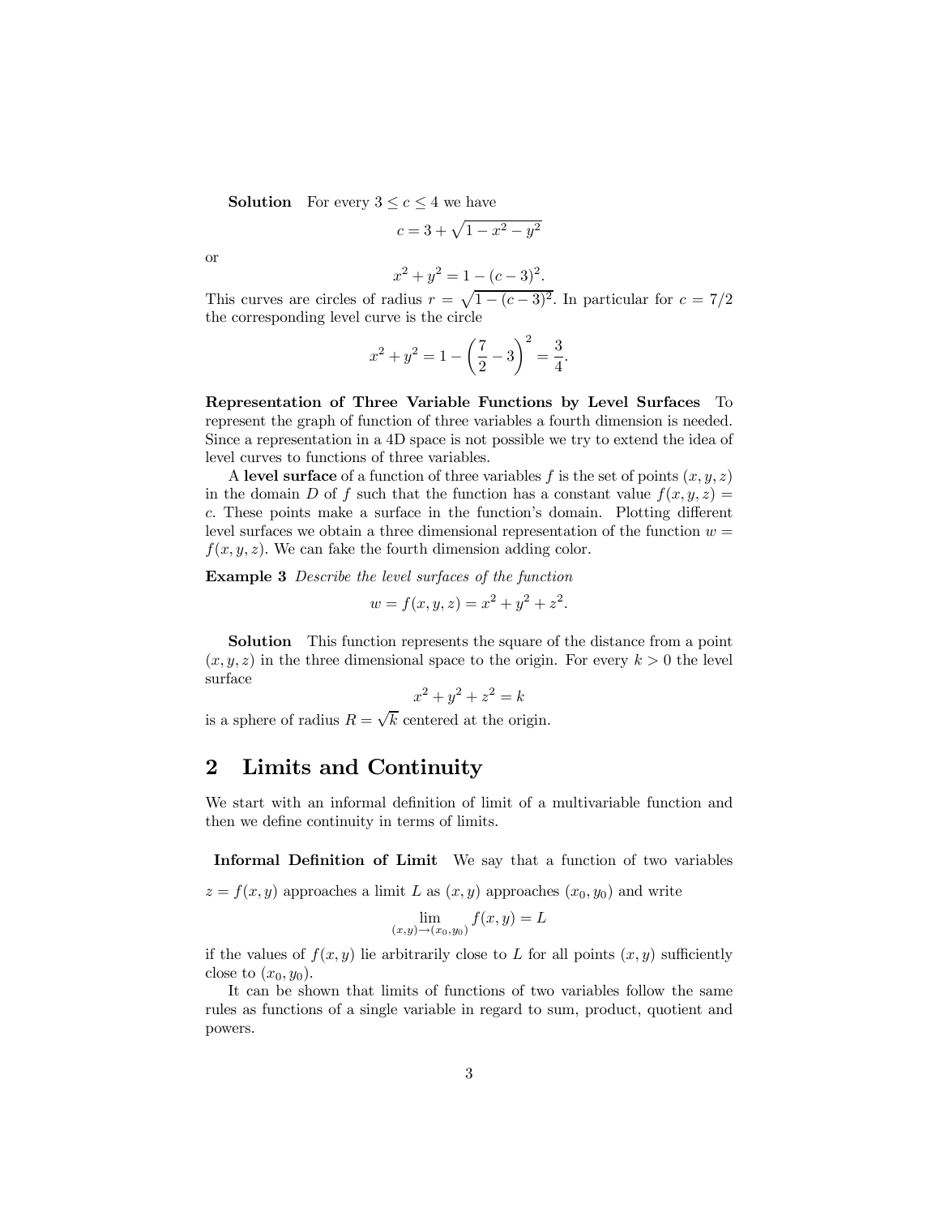**Solution** For every $3 \leq c \leq 4$ we have

$$c = 3 + \sqrt{1 - x^2 - y^2}$$

or

$$x^2 + y^2 = 1 - (c-3)^2.$$

This curves are circles of radius $r = \sqrt{1-(c-3)^2}$. In particular for $c = 7/2$ the corresponding level curve is the circle

$$x^2 + y^2 = 1 - \left(\frac{7}{2} - 3\right)^2 = \frac{3}{4}.$$

**Representation of Three Variable Functions by Level Surfaces** To represent the graph of function of three variables a fourth dimension is needed. Since a representation in a 4D space is not possible we try to extend the idea of level curves to functions of three variables.

A **level surface** of a function of three variables $f$ is the set of points $(x, y, z)$ in the domain $D$ of $f$ such that the function has a constant value $f(x, y, z) = c$. These points make a surface in the function's domain. Plotting different level surfaces we obtain a three dimensional representation of the function $w = f(x, y, z)$. We can fake the fourth dimension adding color.

**Example 3** *Describe the level surfaces of the function*

$$w = f(x, y, z) = x^2 + y^2 + z^2.$$

**Solution** This function represents the square of the distance from a point $(x, y, z)$ in the three dimensional space to the origin. For every $k > 0$ the level surface

$$x^2 + y^2 + z^2 = k$$

is a sphere of radius $R = \sqrt{k}$ centered at the origin.

## 2 Limits and Continuity

We start with an informal definition of limit of a multivariable function and then we define continuity in terms of limits.

**Informal Definition of Limit** We say that a function of two variables $z = f(x, y)$ approaches a limit $L$ as $(x, y)$ approaches $(x_0, y_0)$ and write

$$\lim_{(x,y)\to(x_0,y_0)} f(x, y) = L$$

if the values of $f(x, y)$ lie arbitrarily close to $L$ for all points $(x, y)$ sufficiently close to $(x_0, y_0)$.

It can be shown that limits of functions of two variables follow the same rules as functions of a single variable in regard to sum, product, quotient and powers.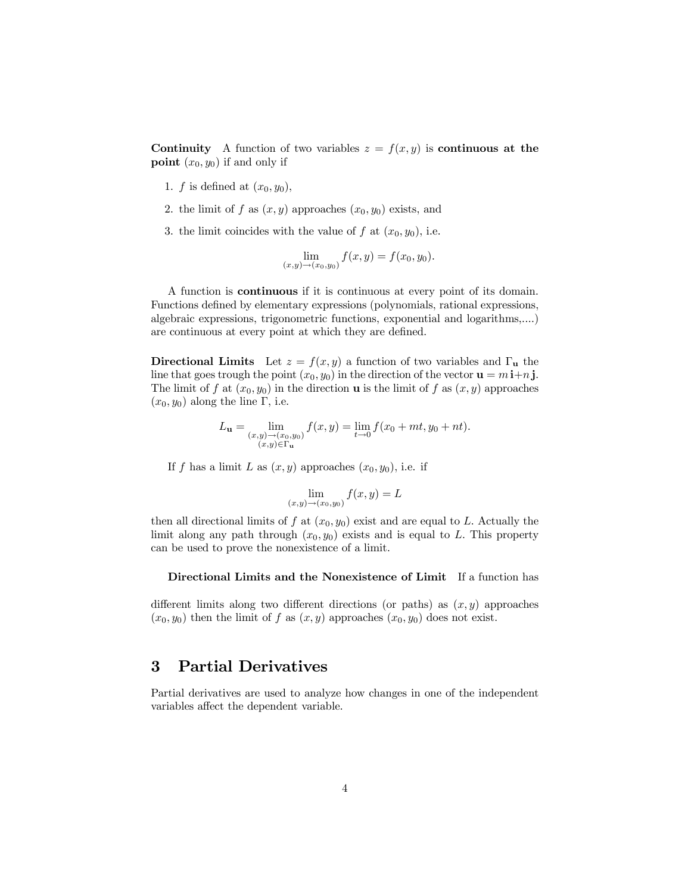**Continuity** A function of two variables $z = f(x, y)$ is **continuous at the point** $(x_0, y_0)$ if and only if

1. $f$ is defined at $(x_0, y_0)$,
2. the limit of $f$ as $(x, y)$ approaches $(x_0, y_0)$ exists, and
3. the limit coincides with the value of $f$ at $(x_0, y_0)$, i.e.

$$\lim_{(x,y)\to(x_0,y_0)} f(x, y) = f(x_0, y_0).$$

A function is **continuous** if it is continuous at every point of its domain. Functions defined by elementary expressions (polynomials, rational expressions, algebraic expressions, trigonometric functions, exponential and logarithms,....) are continuous at every point at which they are defined.

**Directional Limits** Let $z = f(x, y)$ a function of two variables and $\Gamma_{\mathbf{u}}$ the line that goes trough the point $(x_0, y_0)$ in the direction of the vector $\mathbf{u} = m\,\mathbf{i}+n\,\mathbf{j}$. The limit of $f$ at $(x_0, y_0)$ in the direction $\mathbf{u}$ is the limit of $f$ as $(x, y)$ approaches $(x_0, y_0)$ along the line $\Gamma$, i.e.

$$L_{\mathbf{u}} = \lim_{\substack{(x,y)\to(x_0,y_0)\\(x,y)\in\Gamma_{\mathbf{u}}}} f(x, y) = \lim_{t\to 0} f(x_0 + mt, y_0 + nt).$$

If $f$ has a limit $L$ as $(x, y)$ approaches $(x_0, y_0)$, i.e. if

$$\lim_{(x,y)\to(x_0,y_0)} f(x, y) = L$$

then all directional limits of $f$ at $(x_0, y_0)$ exist and are equal to $L$. Actually the limit along any path through $(x_0, y_0)$ exists and is equal to $L$. This property can be used to prove the nonexistence of a limit.

**Directional Limits and the Nonexistence of Limit** If a function has different limits along two different directions (or paths) as $(x, y)$ approaches $(x_0, y_0)$ then the limit of $f$ as $(x, y)$ approaches $(x_0, y_0)$ does not exist.

# 3 Partial Derivatives

Partial derivatives are used to analyze how changes in one of the independent variables affect the dependent variable.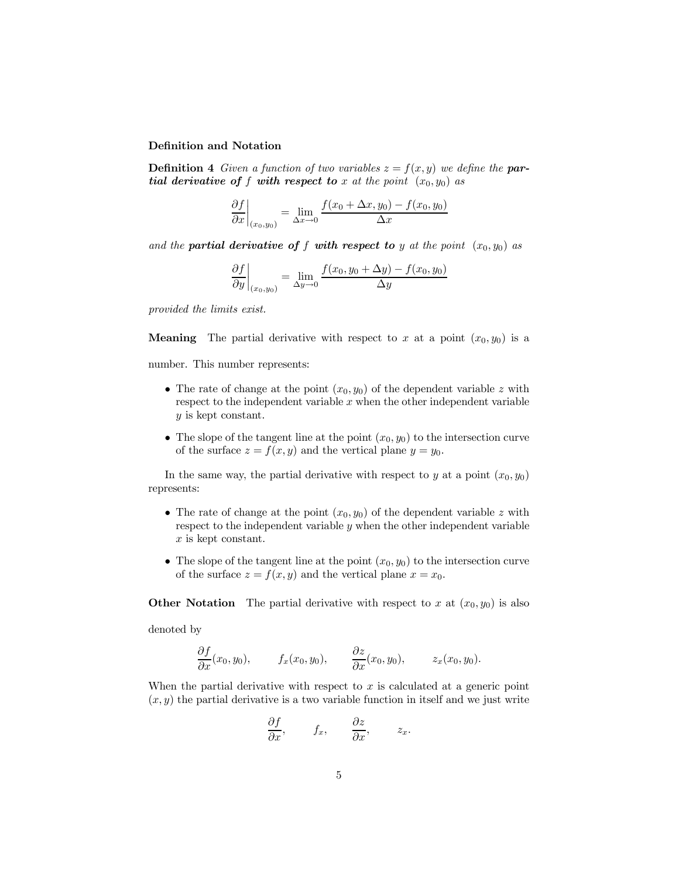### Definition and Notation

**Definition 4** *Given a function of two variables $z = f(x, y)$ we define the* ***partial derivative of*** *$f$* ***with respect to*** *$x$ at the point $(x_0, y_0)$ as*

$$\left.\frac{\partial f}{\partial x}\right|_{(x_0,y_0)} = \lim_{\Delta x \to 0} \frac{f(x_0 + \Delta x, y_0) - f(x_0, y_0)}{\Delta x}$$

*and the* ***partial derivative of*** *$f$* ***with respect to*** *$y$ at the point $(x_0, y_0)$ as*

$$\left.\frac{\partial f}{\partial y}\right|_{(x_0,y_0)} = \lim_{\Delta y \to 0} \frac{f(x_0, y_0 + \Delta y) - f(x_0, y_0)}{\Delta y}$$

*provided the limits exist.*

**Meaning** The partial derivative with respect to $x$ at a point $(x_0, y_0)$ is a number. This number represents:

- The rate of change at the point $(x_0, y_0)$ of the dependent variable $z$ with respect to the independent variable $x$ when the other independent variable $y$ is kept constant.
- The slope of the tangent line at the point $(x_0, y_0)$ to the intersection curve of the surface $z = f(x, y)$ and the vertical plane $y = y_0$.

In the same way, the partial derivative with respect to $y$ at a point $(x_0, y_0)$ represents:

- The rate of change at the point $(x_0, y_0)$ of the dependent variable $z$ with respect to the independent variable $y$ when the other independent variable $x$ is kept constant.
- The slope of the tangent line at the point $(x_0, y_0)$ to the intersection curve of the surface $z = f(x, y)$ and the vertical plane $x = x_0$.

**Other Notation** The partial derivative with respect to $x$ at $(x_0, y_0)$ is also denoted by

$$\frac{\partial f}{\partial x}(x_0, y_0), \qquad f_x(x_0, y_0), \qquad \frac{\partial z}{\partial x}(x_0, y_0), \qquad z_x(x_0, y_0).$$

When the partial derivative with respect to $x$ is calculated at a generic point $(x, y)$ the partial derivative is a two variable function in itself and we just write

$$\frac{\partial f}{\partial x}, \qquad f_x, \qquad \frac{\partial z}{\partial x}, \qquad z_x.$$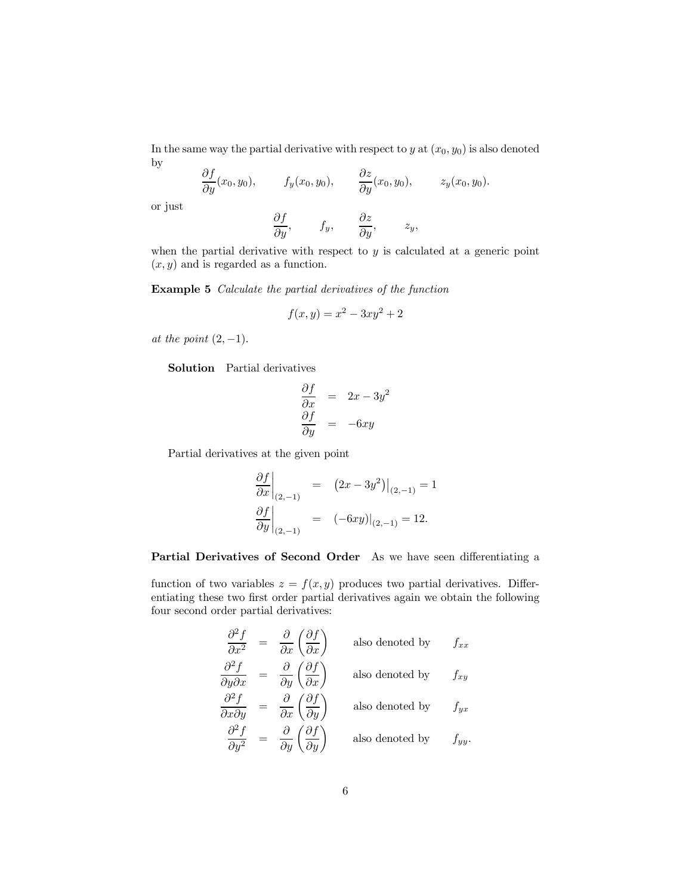In the same way the partial derivative with respect to $y$ at $(x_0, y_0)$ is also denoted by

$$\frac{\partial f}{\partial y}(x_0, y_0), \qquad f_y(x_0, y_0), \qquad \frac{\partial z}{\partial y}(x_0, y_0), \qquad z_y(x_0, y_0).$$

or just

$$\frac{\partial f}{\partial y}, \qquad f_y, \qquad \frac{\partial z}{\partial y}, \qquad z_y,$$

when the partial derivative with respect to $y$ is calculated at a generic point $(x, y)$ and is regarded as a function.

**Example 5** *Calculate the partial derivatives of the function*

$$f(x, y) = x^2 - 3xy^2 + 2$$

*at the point* $(2, -1)$.

**Solution** Partial derivatives

$$\begin{aligned}
\frac{\partial f}{\partial x} &= 2x - 3y^2 \\
\frac{\partial f}{\partial y} &= -6xy
\end{aligned}$$

Partial derivatives at the given point

$$\begin{aligned}
\left.\frac{\partial f}{\partial x}\right|_{(2,-1)} &= \left.\left(2x - 3y^2\right)\right|_{(2,-1)} = 1 \\
\left.\frac{\partial f}{\partial y}\right|_{(2,-1)} &= \left.(-6xy)\right|_{(2,-1)} = 12.
\end{aligned}$$

**Partial Derivatives of Second Order** As we have seen differentiating a function of two variables $z = f(x, y)$ produces two partial derivatives. Differentiating these two first order partial derivatives again we obtain the following four second order partial derivatives:

$$\begin{aligned}
\frac{\partial^2 f}{\partial x^2} &= \frac{\partial}{\partial x}\left(\frac{\partial f}{\partial x}\right) && \text{also denoted by} \quad f_{xx} \\
\frac{\partial^2 f}{\partial y \partial x} &= \frac{\partial}{\partial y}\left(\frac{\partial f}{\partial x}\right) && \text{also denoted by} \quad f_{xy} \\
\frac{\partial^2 f}{\partial x \partial y} &= \frac{\partial}{\partial x}\left(\frac{\partial f}{\partial y}\right) && \text{also denoted by} \quad f_{yx} \\
\frac{\partial^2 f}{\partial y^2} &= \frac{\partial}{\partial y}\left(\frac{\partial f}{\partial y}\right) && \text{also denoted by} \quad f_{yy}.
\end{aligned}$$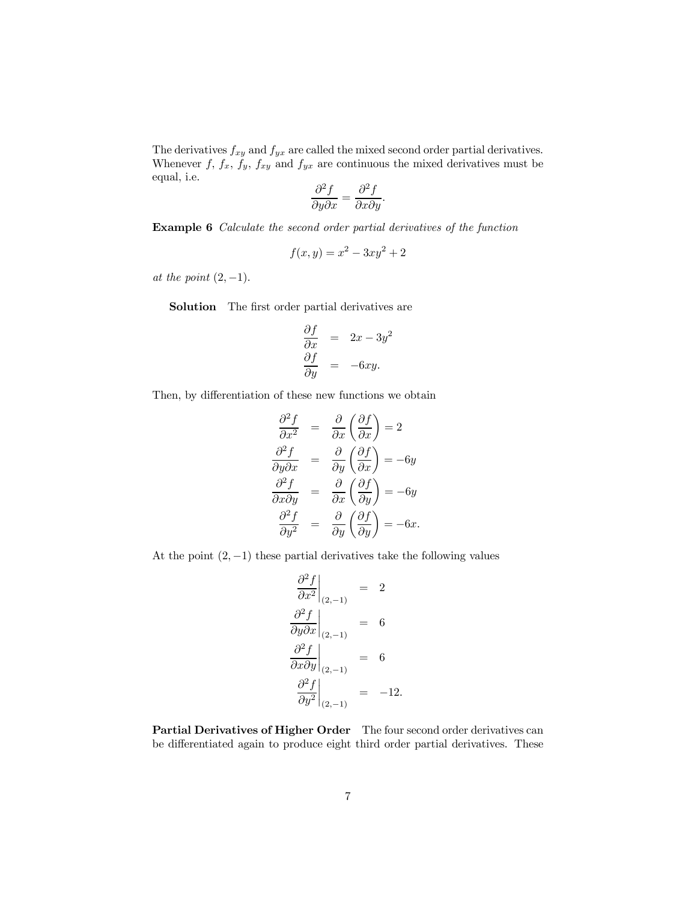The derivatives $f_{xy}$ and $f_{yx}$ are called the mixed second order partial derivatives. Whenever $f$, $f_x$, $f_y$, $f_{xy}$ and $f_{yx}$ are continuous the mixed derivatives must be equal, i.e.

$$\frac{\partial^2 f}{\partial y \partial x} = \frac{\partial^2 f}{\partial x \partial y}.$$

**Example 6** *Calculate the second order partial derivatives of the function*

$$f(x, y) = x^2 - 3xy^2 + 2$$

*at the point* $(2, -1)$.

**Solution** The first order partial derivatives are

$$\begin{aligned}
\frac{\partial f}{\partial x} &= 2x - 3y^2 \\
\frac{\partial f}{\partial y} &= -6xy.
\end{aligned}$$

Then, by differentiation of these new functions we obtain

$$\begin{aligned}
\frac{\partial^2 f}{\partial x^2} &= \frac{\partial}{\partial x}\left(\frac{\partial f}{\partial x}\right) = 2 \\
\frac{\partial^2 f}{\partial y \partial x} &= \frac{\partial}{\partial y}\left(\frac{\partial f}{\partial x}\right) = -6y \\
\frac{\partial^2 f}{\partial x \partial y} &= \frac{\partial}{\partial x}\left(\frac{\partial f}{\partial y}\right) = -6y \\
\frac{\partial^2 f}{\partial y^2} &= \frac{\partial}{\partial y}\left(\frac{\partial f}{\partial y}\right) = -6x.
\end{aligned}$$

At the point $(2, -1)$ these partial derivatives take the following values

$$\begin{aligned}
\left.\frac{\partial^2 f}{\partial x^2}\right|_{(2,-1)} &= 2 \\
\left.\frac{\partial^2 f}{\partial y \partial x}\right|_{(2,-1)} &= 6 \\
\left.\frac{\partial^2 f}{\partial x \partial y}\right|_{(2,-1)} &= 6 \\
\left.\frac{\partial^2 f}{\partial y^2}\right|_{(2,-1)} &= -12.
\end{aligned}$$

**Partial Derivatives of Higher Order** The four second order derivatives can be differentiated again to produce eight third order partial derivatives. These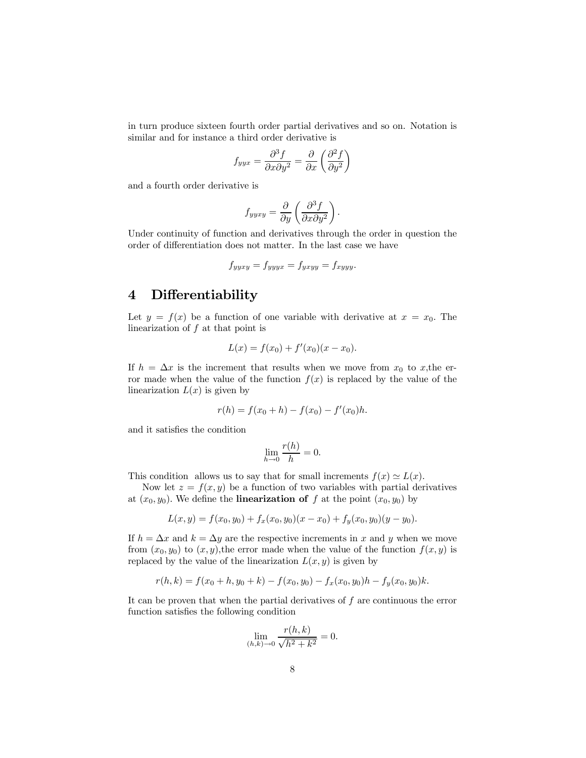in turn produce sixteen fourth order partial derivatives and so on. Notation is similar and for instance a third order derivative is

$$f_{yyx} = \frac{\partial^3 f}{\partial x \partial y^2} = \frac{\partial}{\partial x}\left(\frac{\partial^2 f}{\partial y^2}\right)$$

and a fourth order derivative is

$$f_{yyxy} = \frac{\partial}{\partial y}\left(\frac{\partial^3 f}{\partial x \partial y^2}\right).$$

Under continuity of function and derivatives through the order in question the order of differentiation does not matter. In the last case we have

$$f_{yyxy} = f_{yyyx} = f_{yxyy} = f_{xyyy}.$$

# 4 Differentiability

Let $y = f(x)$ be a function of one variable with derivative at $x = x_0$. The linearization of $f$ at that point is

$$L(x) = f(x_0) + f'(x_0)(x - x_0).$$

If $h = \Delta x$ is the increment that results when we move from $x_0$ to $x$,the error made when the value of the function $f(x)$ is replaced by the value of the linearization $L(x)$ is given by

$$r(h) = f(x_0 + h) - f(x_0) - f'(x_0)h.$$

and it satisfies the condition

$$\lim_{h \to 0} \frac{r(h)}{h} = 0.$$

This condition allows us to say that for small increments $f(x) \simeq L(x)$.

Now let $z = f(x, y)$ be a function of two variables with partial derivatives at $(x_0, y_0)$. We define the **linearization of** $f$ at the point $(x_0, y_0)$ by

$$L(x, y) = f(x_0, y_0) + f_x(x_0, y_0)(x - x_0) + f_y(x_0, y_0)(y - y_0).$$

If $h = \Delta x$ and $k = \Delta y$ are the respective increments in $x$ and $y$ when we move from $(x_0, y_0)$ to $(x, y)$,the error made when the value of the function $f(x, y)$ is replaced by the value of the linearization $L(x, y)$ is given by

$$r(h, k) = f(x_0 + h, y_0 + k) - f(x_0, y_0) - f_x(x_0, y_0)h - f_y(x_0, y_0)k.$$

It can be proven that when the partial derivatives of $f$ are continuous the error function satisfies the following condition

$$\lim_{(h,k) \to 0} \frac{r(h, k)}{\sqrt{h^2 + k^2}} = 0.$$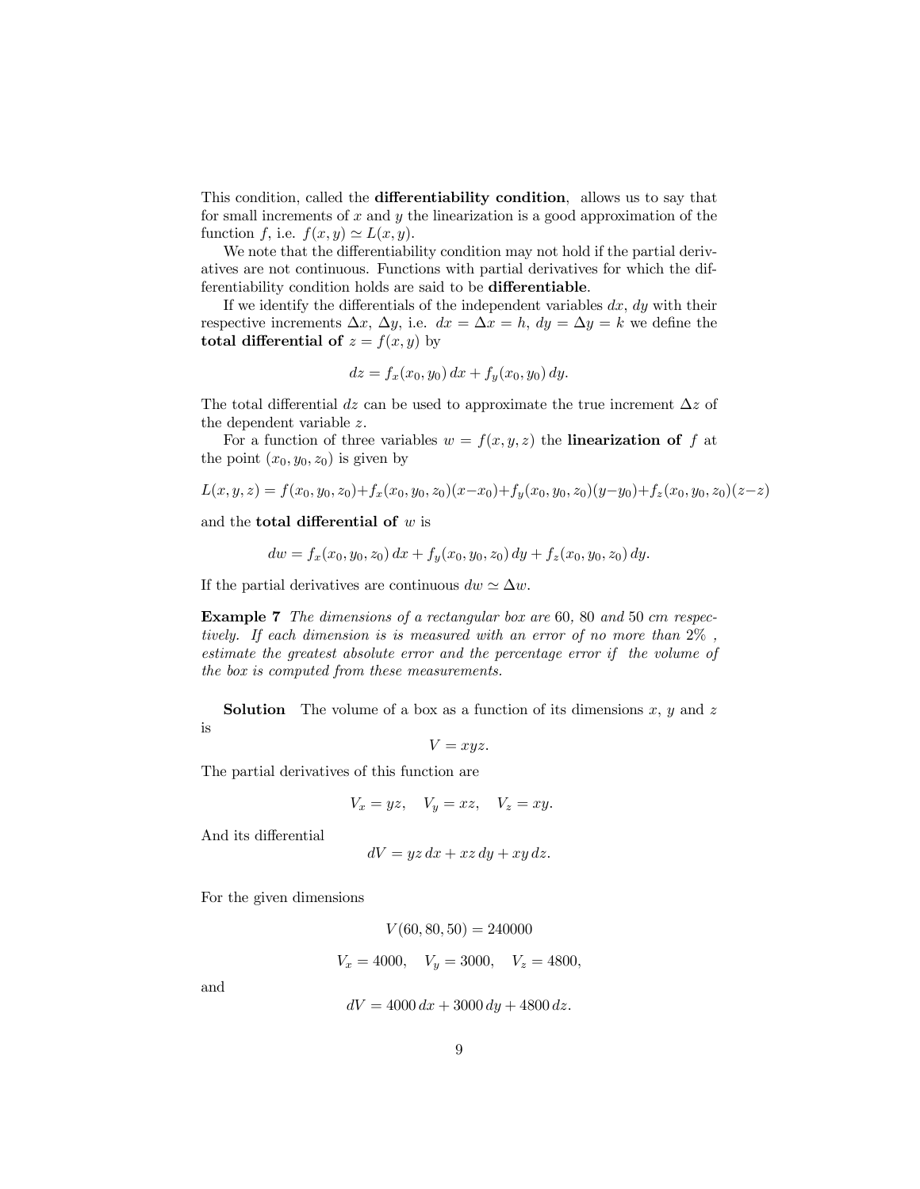This condition, called the **differentiability condition**, allows us to say that for small increments of $x$ and $y$ the linearization is a good approximation of the function $f$, i.e. $f(x, y) \simeq L(x, y)$.

We note that the differentiability condition may not hold if the partial derivatives are not continuous. Functions with partial derivatives for which the differentiability condition holds are said to be **differentiable**.

If we identify the differentials of the independent variables $dx$, $dy$ with their respective increments $\Delta x$, $\Delta y$, i.e. $dx = \Delta x = h$, $dy = \Delta y = k$ we define the **total differential of** $z = f(x, y)$ by

$$dz = f_x(x_0, y_0)\, dx + f_y(x_0, y_0)\, dy.$$

The total differential $dz$ can be used to approximate the true increment $\Delta z$ of the dependent variable $z$.

For a function of three variables $w = f(x, y, z)$ the **linearization of** $f$ at the point $(x_0, y_0, z_0)$ is given by

$$L(x, y, z) = f(x_0, y_0, z_0) + f_x(x_0, y_0, z_0)(x - x_0) + f_y(x_0, y_0, z_0)(y - y_0) + f_z(x_0, y_0, z_0)(z - z)$$

and the **total differential of** $w$ is

$$dw = f_x(x_0, y_0, z_0)\, dx + f_y(x_0, y_0, z_0)\, dy + f_z(x_0, y_0, z_0)\, dy.$$

If the partial derivatives are continuous $dw \simeq \Delta w$.

**Example 7** *The dimensions of a rectangular box are* 60, 80 *and* 50 *cm respectively. If each dimension is is measured with an error of no more than* 2% *, estimate the greatest absolute error and the percentage error if the volume of the box is computed from these measurements.*

**Solution** The volume of a box as a function of its dimensions $x$, $y$ and $z$ is

$$V = xyz.$$

The partial derivatives of this function are

$$V_x = yz, \quad V_y = xz, \quad V_z = xy.$$

And its differential

$$dV = yz\, dx + xz\, dy + xy\, dz.$$

For the given dimensions

$$V(60, 80, 50) = 240000$$

$$V_x = 4000, \quad V_y = 3000, \quad V_z = 4800,$$

and

$$dV = 4000\, dx + 3000\, dy + 4800\, dz.$$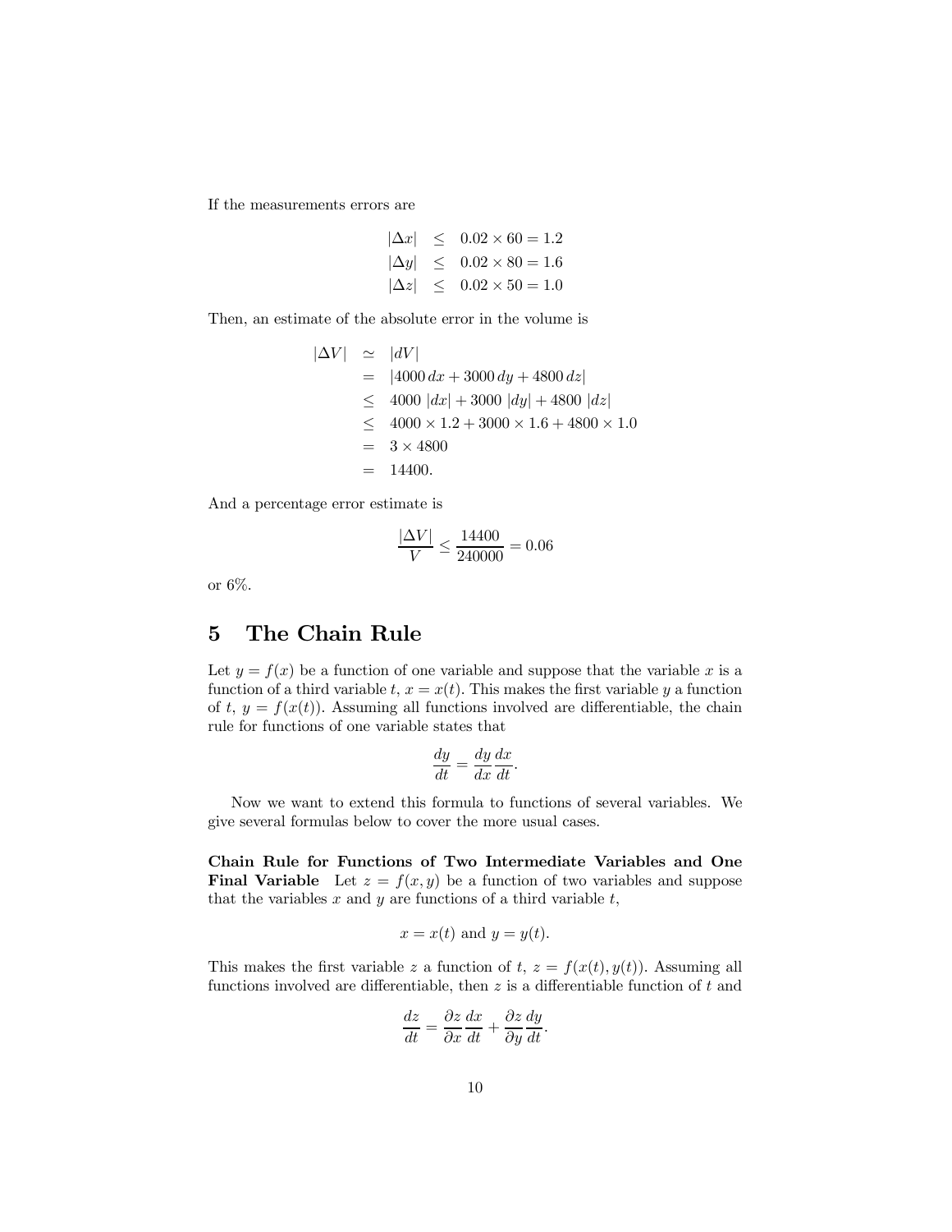If the measurements errors are

$$
\begin{aligned}
|\Delta x| &\leq 0.02 \times 60 = 1.2 \\
|\Delta y| &\leq 0.02 \times 80 = 1.6 \\
|\Delta z| &\leq 0.02 \times 50 = 1.0
\end{aligned}
$$

Then, an estimate of the absolute error in the volume is

$$
\begin{aligned}
|\Delta V| &\simeq |dV| \\
&= |4000\, dx + 3000\, dy + 4800\, dz| \\
&\leq 4000\ |dx| + 3000\ |dy| + 4800\ |dz| \\
&\leq 4000 \times 1.2 + 3000 \times 1.6 + 4800 \times 1.0 \\
&= 3 \times 4800 \\
&= 14400.
\end{aligned}
$$

And a percentage error estimate is

$$
\frac{|\Delta V|}{V} \leq \frac{14400}{240000} = 0.06
$$

or 6%.

## 5 The Chain Rule

Let $y = f(x)$ be a function of one variable and suppose that the variable $x$ is a function of a third variable $t$, $x = x(t)$. This makes the first variable $y$ a function of $t$, $y = f(x(t))$. Assuming all functions involved are differentiable, the chain rule for functions of one variable states that

$$
\frac{dy}{dt} = \frac{dy}{dx}\frac{dx}{dt}.
$$

Now we want to extend this formula to functions of several variables. We give several formulas below to cover the more usual cases.

**Chain Rule for Functions of Two Intermediate Variables and One Final Variable** Let $z = f(x, y)$ be a function of two variables and suppose that the variables $x$ and $y$ are functions of a third variable $t$,

$$
x = x(t) \text{ and } y = y(t).
$$

This makes the first variable $z$ a function of $t$, $z = f(x(t), y(t))$. Assuming all functions involved are differentiable, then $z$ is a differentiable function of $t$ and

$$
\frac{dz}{dt} = \frac{\partial z}{\partial x}\frac{dx}{dt} + \frac{\partial z}{\partial y}\frac{dy}{dt}.
$$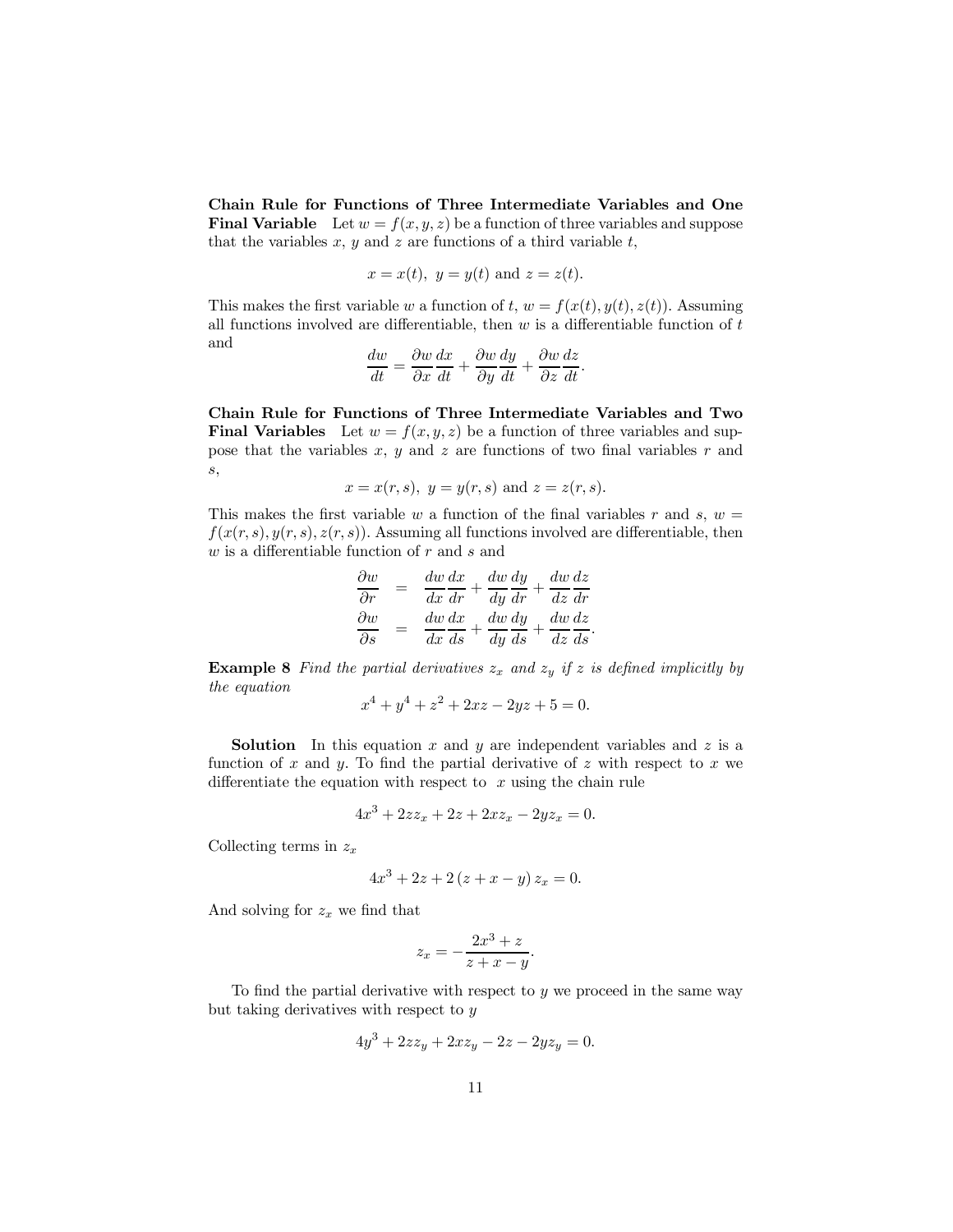**Chain Rule for Functions of Three Intermediate Variables and One Final Variable** Let $w = f(x, y, z)$ be a function of three variables and suppose that the variables $x$, $y$ and $z$ are functions of a third variable $t$,

$$x = x(t), \; y = y(t) \text{ and } z = z(t).$$

This makes the first variable $w$ a function of $t$, $w = f(x(t), y(t), z(t))$. Assuming all functions involved are differentiable, then $w$ is a differentiable function of $t$ and

$$\frac{dw}{dt} = \frac{\partial w}{\partial x}\frac{dx}{dt} + \frac{\partial w}{\partial y}\frac{dy}{dt} + \frac{\partial w}{\partial z}\frac{dz}{dt}.$$

**Chain Rule for Functions of Three Intermediate Variables and Two Final Variables** Let $w = f(x, y, z)$ be a function of three variables and suppose that the variables $x$, $y$ and $z$ are functions of two final variables $r$ and $s$,

$$x = x(r, s), \; y = y(r, s) \text{ and } z = z(r, s).$$

This makes the first variable $w$ a function of the final variables $r$ and $s$, $w = f(x(r, s), y(r, s), z(r, s))$. Assuming all functions involved are differentiable, then $w$ is a differentiable function of $r$ and $s$ and

$$\begin{aligned}
\frac{\partial w}{\partial r} &= \frac{dw}{dx}\frac{dx}{dr} + \frac{dw}{dy}\frac{dy}{dr} + \frac{dw}{dz}\frac{dz}{dr} \\
\frac{\partial w}{\partial s} &= \frac{dw}{dx}\frac{dx}{ds} + \frac{dw}{dy}\frac{dy}{ds} + \frac{dw}{dz}\frac{dz}{ds}.
\end{aligned}$$

**Example 8** *Find the partial derivatives $z_x$ and $z_y$ if $z$ is defined implicitly by the equation*

$$x^4 + y^4 + z^2 + 2xz - 2yz + 5 = 0.$$

**Solution** In this equation $x$ and $y$ are independent variables and $z$ is a function of $x$ and $y$. To find the partial derivative of $z$ with respect to $x$ we differentiate the equation with respect to $x$ using the chain rule

$$4x^3 + 2zz_x + 2z + 2xz_x - 2yz_x = 0.$$

Collecting terms in $z_x$

$$4x^3 + 2z + 2(z + x - y)z_x = 0.$$

And solving for $z_x$ we find that

$$z_x = -\frac{2x^3 + z}{z + x - y}.$$

To find the partial derivative with respect to $y$ we proceed in the same way but taking derivatives with respect to $y$

$$4y^3 + 2zz_y + 2xz_y - 2z - 2yz_y = 0.$$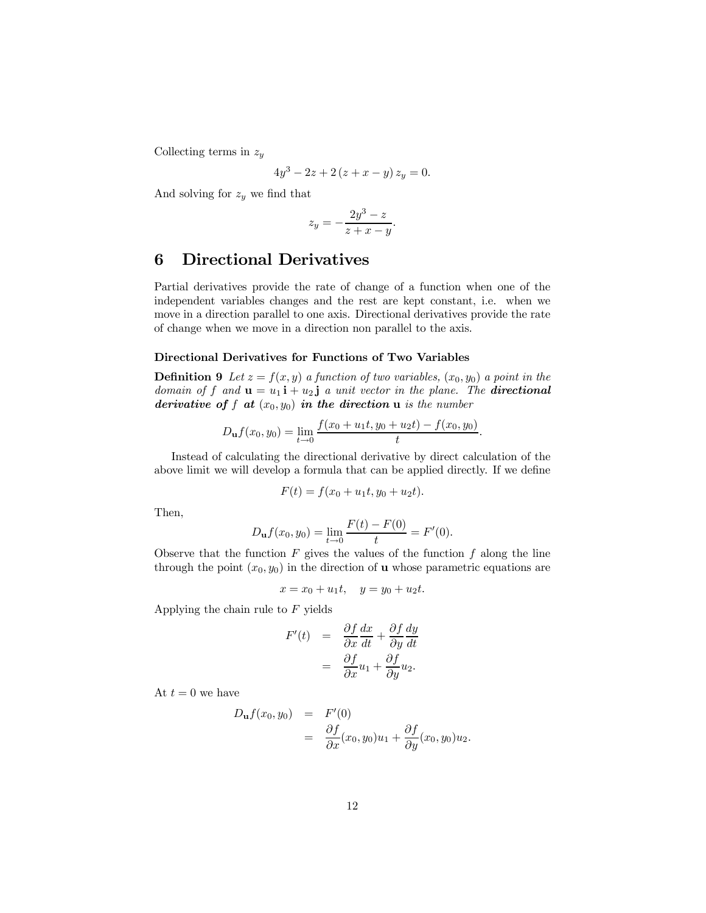Collecting terms in $z_y$

$$4y^3 - 2z + 2\,(z + x - y)\,z_y = 0.$$

And solving for $z_y$ we find that

$$z_y = -\frac{2y^3 - z}{z + x - y}.$$

# 6 Directional Derivatives

Partial derivatives provide the rate of change of a function when one of the independent variables changes and the rest are kept constant, i.e. when we move in a direction parallel to one axis. Directional derivatives provide the rate of change when we move in a direction non parallel to the axis.

### Directional Derivatives for Functions of Two Variables

**Definition 9** *Let $z = f(x, y)$ a function of two variables, $(x_0, y_0)$ a point in the domain of $f$ and $\mathbf{u} = u_1\,\mathbf{i} + u_2\,\mathbf{j}$ a unit vector in the plane. The* ***directional derivative of*** $f$ ***at*** $(x_0, y_0)$ ***in the direction*** $\mathbf{u}$ *is the number*

$$D_{\mathbf{u}}f(x_0, y_0) = \lim_{t \to 0} \frac{f(x_0 + u_1 t, y_0 + u_2 t) - f(x_0, y_0)}{t}.$$

Instead of calculating the directional derivative by direct calculation of the above limit we will develop a formula that can be applied directly. If we define

$$F(t) = f(x_0 + u_1 t, y_0 + u_2 t).$$

Then,

$$D_{\mathbf{u}}f(x_0, y_0) = \lim_{t \to 0} \frac{F(t) - F(0)}{t} = F'(0).$$

Observe that the function $F$ gives the values of the function $f$ along the line through the point $(x_0, y_0)$ in the direction of $\mathbf{u}$ whose parametric equations are

$$x = x_0 + u_1 t, \quad y = y_0 + u_2 t.$$

Applying the chain rule to $F$ yields

$$\begin{aligned} F'(t) &= \frac{\partial f}{\partial x}\frac{dx}{dt} + \frac{\partial f}{\partial y}\frac{dy}{dt} \\ &= \frac{\partial f}{\partial x}u_1 + \frac{\partial f}{\partial y}u_2. \end{aligned}$$

At $t = 0$ we have

$$\begin{aligned} D_{\mathbf{u}}f(x_0, y_0) &= F'(0) \\ &= \frac{\partial f}{\partial x}(x_0, y_0)u_1 + \frac{\partial f}{\partial y}(x_0, y_0)u_2. \end{aligned}$$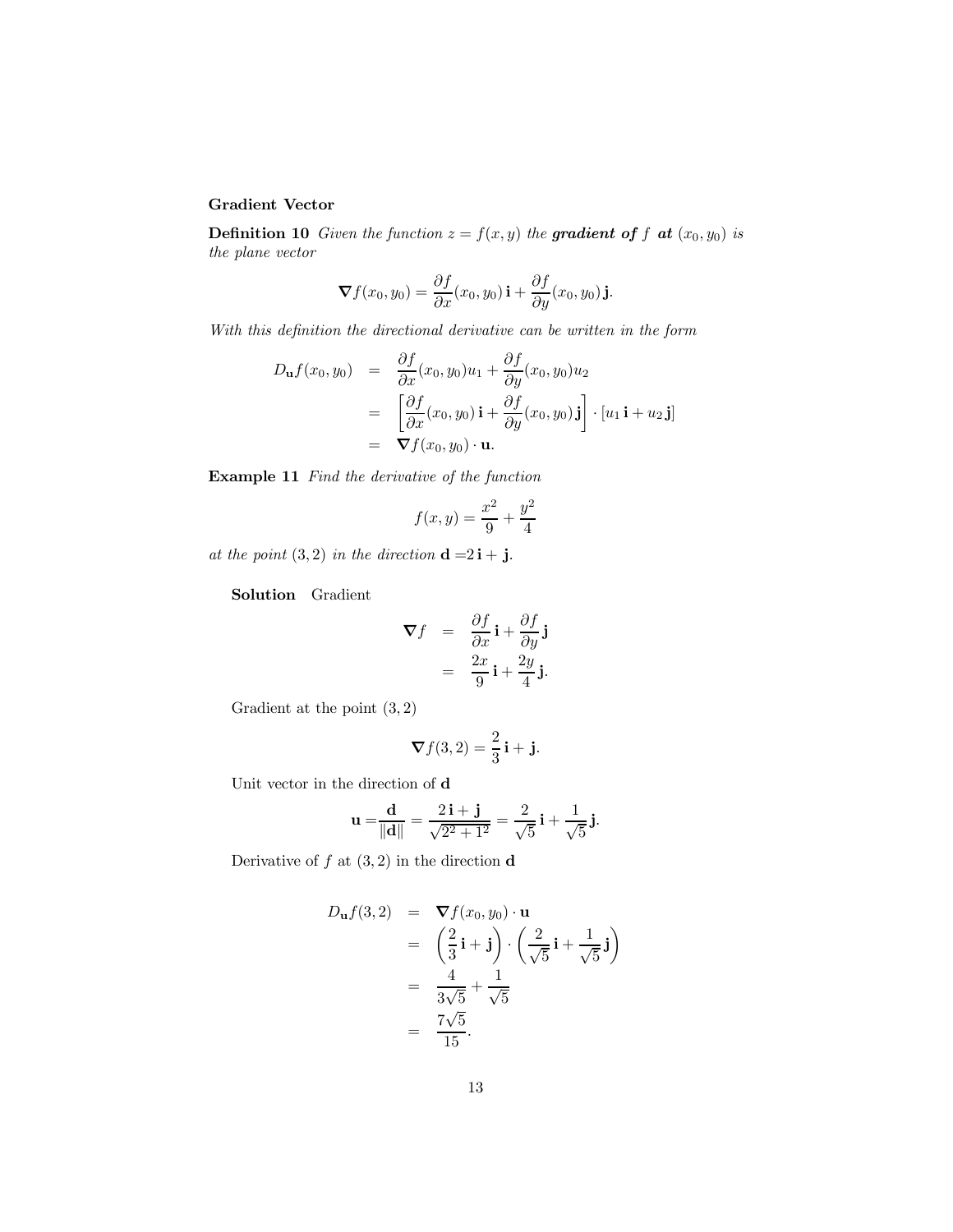**Gradient Vector**

**Definition 10** *Given the function $z = f(x, y)$ the **gradient of** $f$ **at** $(x_0, y_0)$ is the plane vector*

$$\nabla f(x_0, y_0) = \frac{\partial f}{\partial x}(x_0, y_0)\,\mathbf{i} + \frac{\partial f}{\partial y}(x_0, y_0)\,\mathbf{j}.$$

*With this definition the directional derivative can be written in the form*

$$\begin{aligned} D_{\mathbf{u}} f(x_0, y_0) &= \frac{\partial f}{\partial x}(x_0, y_0) u_1 + \frac{\partial f}{\partial y}(x_0, y_0) u_2 \\ &= \left[ \frac{\partial f}{\partial x}(x_0, y_0)\,\mathbf{i} + \frac{\partial f}{\partial y}(x_0, y_0)\,\mathbf{j} \right] \cdot [u_1\,\mathbf{i} + u_2\,\mathbf{j}] \\ &= \nabla f(x_0, y_0) \cdot \mathbf{u}. \end{aligned}$$

**Example 11** *Find the derivative of the function*

$$f(x, y) = \frac{x^2}{9} + \frac{y^2}{4}$$

*at the point $(3, 2)$ in the direction $\mathbf{d} = 2\,\mathbf{i} + \mathbf{j}$.*

**Solution** Gradient

$$\begin{aligned} \nabla f &= \frac{\partial f}{\partial x}\,\mathbf{i} + \frac{\partial f}{\partial y}\,\mathbf{j} \\ &= \frac{2x}{9}\,\mathbf{i} + \frac{2y}{4}\,\mathbf{j}. \end{aligned}$$

Gradient at the point $(3, 2)$

$$\nabla f(3, 2) = \frac{2}{3}\,\mathbf{i} + \mathbf{j}.$$

Unit vector in the direction of $\mathbf{d}$

$$\mathbf{u} = \frac{\mathbf{d}}{\|\mathbf{d}\|} = \frac{2\,\mathbf{i} + \mathbf{j}}{\sqrt{2^2 + 1^2}} = \frac{2}{\sqrt{5}}\,\mathbf{i} + \frac{1}{\sqrt{5}}\,\mathbf{j}.$$

Derivative of $f$ at $(3, 2)$ in the direction $\mathbf{d}$

$$\begin{aligned} D_{\mathbf{u}} f(3, 2) &= \nabla f(x_0, y_0) \cdot \mathbf{u} \\ &= \left( \frac{2}{3}\,\mathbf{i} + \mathbf{j} \right) \cdot \left( \frac{2}{\sqrt{5}}\,\mathbf{i} + \frac{1}{\sqrt{5}}\,\mathbf{j} \right) \\ &= \frac{4}{3\sqrt{5}} + \frac{1}{\sqrt{5}} \\ &= \frac{7\sqrt{5}}{15}. \end{aligned}$$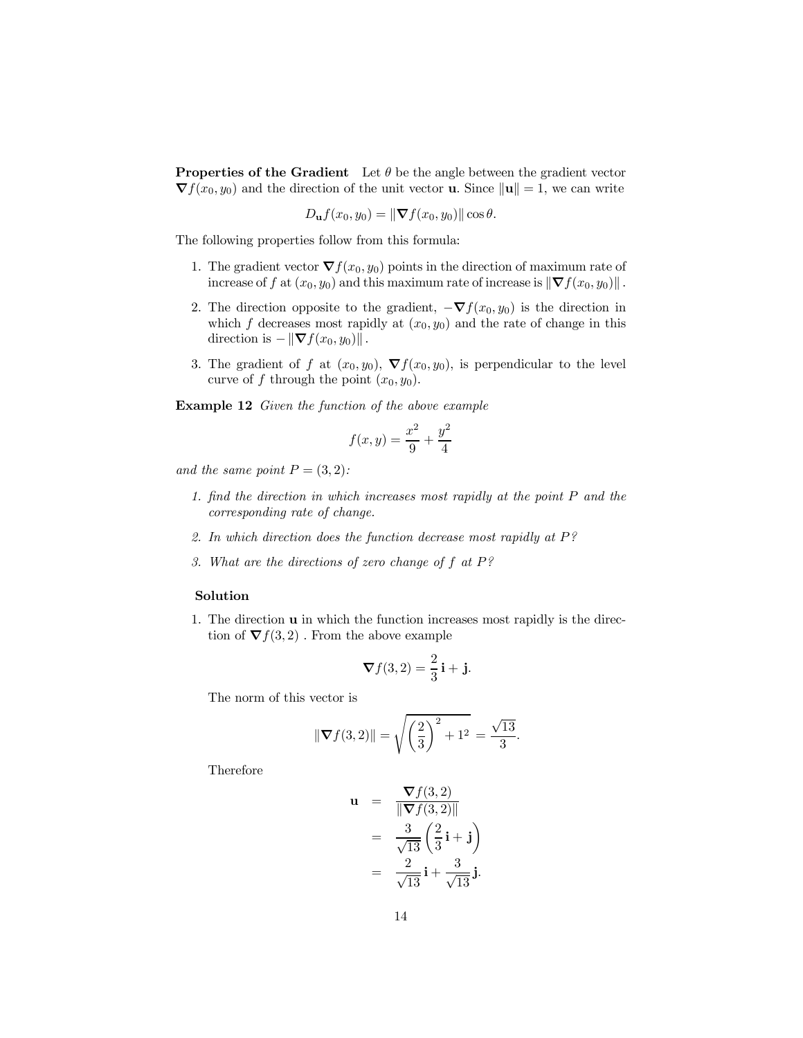**Properties of the Gradient** Let $\theta$ be the angle between the gradient vector $\nabla f(x_0, y_0)$ and the direction of the unit vector $\mathbf{u}$. Since $\|\mathbf{u}\| = 1$, we can write

$$D_{\mathbf{u}} f(x_0, y_0) = \|\nabla f(x_0, y_0)\| \cos \theta.$$

The following properties follow from this formula:

1. The gradient vector $\nabla f(x_0, y_0)$ points in the direction of maximum rate of increase of $f$ at $(x_0, y_0)$ and this maximum rate of increase is $\|\nabla f(x_0, y_0)\|$.
2. The direction opposite to the gradient, $-\nabla f(x_0, y_0)$ is the direction in which $f$ decreases most rapidly at $(x_0, y_0)$ and the rate of change in this direction is $-\|\nabla f(x_0, y_0)\|$.
3. The gradient of $f$ at $(x_0, y_0)$, $\nabla f(x_0, y_0)$, is perpendicular to the level curve of $f$ through the point $(x_0, y_0)$.

**Example 12** *Given the function of the above example*

$$f(x, y) = \frac{x^2}{9} + \frac{y^2}{4}$$

*and the same point $P = (3, 2)$:*

1. *find the direction in which increases most rapidly at the point $P$ and the corresponding rate of change.*
2. *In which direction does the function decrease most rapidly at $P$?*
3. *What are the directions of zero change of $f$ at $P$?*

**Solution**

1. The direction $\mathbf{u}$ in which the function increases most rapidly is the direction of $\nabla f(3, 2)$. From the above example

$$\nabla f(3, 2) = \frac{2}{3}\mathbf{i} + \mathbf{j}.$$

The norm of this vector is

$$\|\nabla f(3, 2)\| = \sqrt{\left(\frac{2}{3}\right)^2 + 1^2} = \frac{\sqrt{13}}{3}.$$

Therefore

$$\begin{aligned} \mathbf{u} &= \frac{\nabla f(3, 2)}{\|\nabla f(3, 2)\|} \\ &= \frac{3}{\sqrt{13}}\left(\frac{2}{3}\mathbf{i} + \mathbf{j}\right) \\ &= \frac{2}{\sqrt{13}}\mathbf{i} + \frac{3}{\sqrt{13}}\mathbf{j}. \end{aligned}$$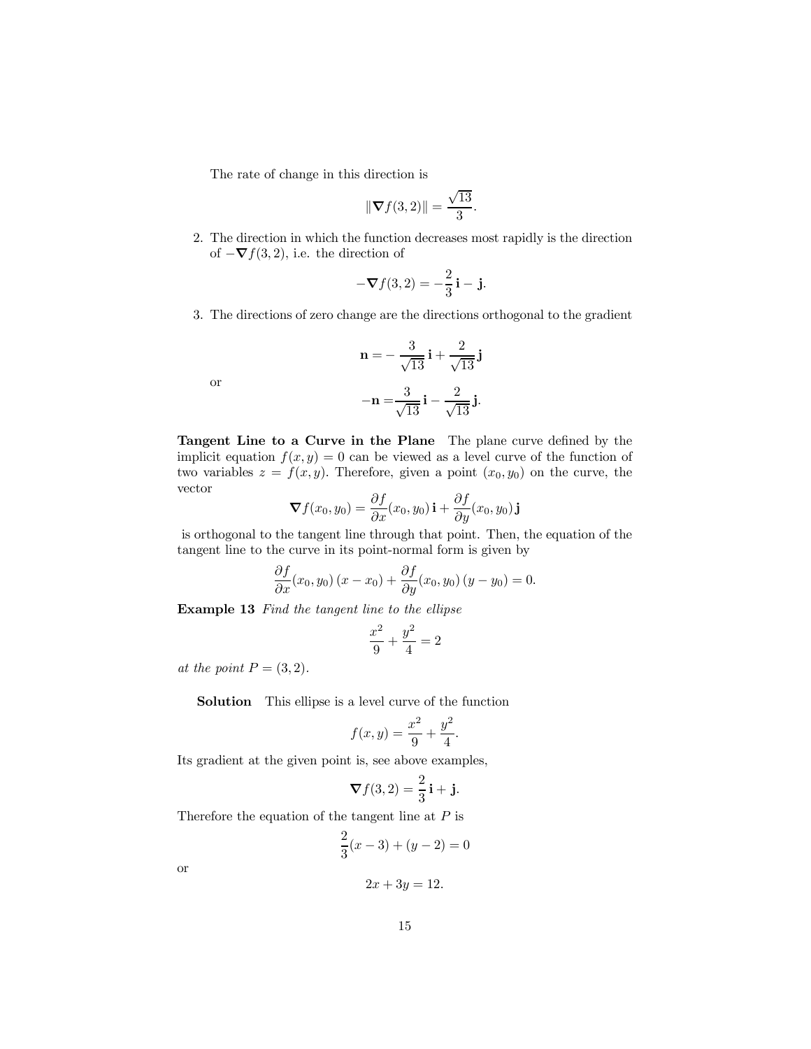The rate of change in this direction is

$$\|\nabla f(3,2)\| = \frac{\sqrt{13}}{3}.$$

2. The direction in which the function decreases most rapidly is the direction of $-\nabla f(3,2)$, i.e. the direction of

$$-\nabla f(3,2) = -\frac{2}{3}\,\mathbf{i} - \mathbf{j}.$$

3. The directions of zero change are the directions orthogonal to the gradient

$$\mathbf{n} = -\frac{3}{\sqrt{13}}\,\mathbf{i} + \frac{2}{\sqrt{13}}\,\mathbf{j}$$

or

$$-\mathbf{n} = \frac{3}{\sqrt{13}}\,\mathbf{i} - \frac{2}{\sqrt{13}}\,\mathbf{j}.$$

**Tangent Line to a Curve in the Plane** The plane curve defined by the implicit equation $f(x,y) = 0$ can be viewed as a level curve of the function of two variables $z = f(x,y)$. Therefore, given a point $(x_0, y_0)$ on the curve, the vector

$$\nabla f(x_0, y_0) = \frac{\partial f}{\partial x}(x_0, y_0)\,\mathbf{i} + \frac{\partial f}{\partial y}(x_0, y_0)\,\mathbf{j}$$

is orthogonal to the tangent line through that point. Then, the equation of the tangent line to the curve in its point-normal form is given by

$$\frac{\partial f}{\partial x}(x_0, y_0)\,(x - x_0) + \frac{\partial f}{\partial y}(x_0, y_0)\,(y - y_0) = 0.$$

**Example 13** *Find the tangent line to the ellipse*

$$\frac{x^2}{9} + \frac{y^2}{4} = 2$$

*at the point* $P = (3,2)$.

**Solution** This ellipse is a level curve of the function

$$f(x,y) = \frac{x^2}{9} + \frac{y^2}{4}.$$

Its gradient at the given point is, see above examples,

$$\nabla f(3,2) = \frac{2}{3}\,\mathbf{i} + \mathbf{j}.$$

Therefore the equation of the tangent line at $P$ is

$$\frac{2}{3}(x-3) + (y-2) = 0$$

or

$$2x + 3y = 12.$$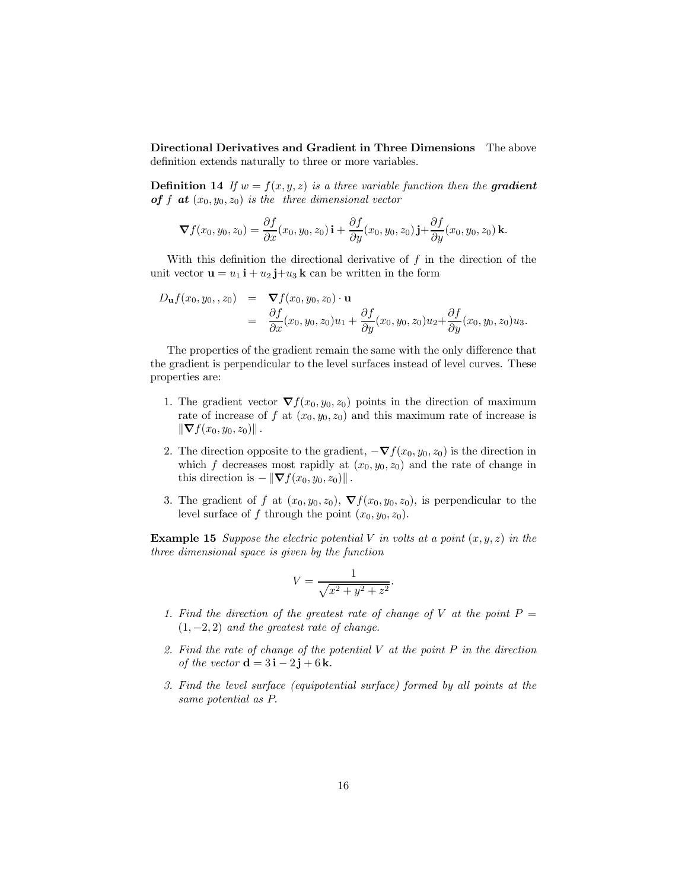**Directional Derivatives and Gradient in Three Dimensions** The above definition extends naturally to three or more variables.

**Definition 14** *If $w = f(x, y, z)$ is a three variable function then the **gradient of** $f$ **at** $(x_0, y_0, z_0)$ is the three dimensional vector*

$$\nabla f(x_0, y_0, z_0) = \frac{\partial f}{\partial x}(x_0, y_0, z_0)\,\mathbf{i} + \frac{\partial f}{\partial y}(x_0, y_0, z_0)\,\mathbf{j} + \frac{\partial f}{\partial y}(x_0, y_0, z_0)\,\mathbf{k}.$$

With this definition the directional derivative of $f$ in the direction of the unit vector $\mathbf{u} = u_1\,\mathbf{i} + u_2\,\mathbf{j} + u_3\,\mathbf{k}$ can be written in the form

$$\begin{aligned} D_{\mathbf{u}} f(x_0, y_0, , z_0) &= \nabla f(x_0, y_0, z_0) \cdot \mathbf{u} \\ &= \frac{\partial f}{\partial x}(x_0, y_0, z_0) u_1 + \frac{\partial f}{\partial y}(x_0, y_0, z_0) u_2 + \frac{\partial f}{\partial y}(x_0, y_0, z_0) u_3. \end{aligned}$$

The properties of the gradient remain the same with the only difference that the gradient is perpendicular to the level surfaces instead of level curves. These properties are:

1. The gradient vector $\nabla f(x_0, y_0, z_0)$ points in the direction of maximum rate of increase of $f$ at $(x_0, y_0, z_0)$ and this maximum rate of increase is $\|\nabla f(x_0, y_0, z_0)\|$.
2. The direction opposite to the gradient, $-\nabla f(x_0, y_0, z_0)$ is the direction in which $f$ decreases most rapidly at $(x_0, y_0, z_0)$ and the rate of change in this direction is $-\|\nabla f(x_0, y_0, z_0)\|$.
3. The gradient of $f$ at $(x_0, y_0, z_0)$, $\nabla f(x_0, y_0, z_0)$, is perpendicular to the level surface of $f$ through the point $(x_0, y_0, z_0)$.

**Example 15** *Suppose the electric potential $V$ in volts at a point $(x, y, z)$ in the three dimensional space is given by the function*

$$V = \frac{1}{\sqrt{x^2 + y^2 + z^2}}.$$

1. *Find the direction of the greatest rate of change of $V$ at the point $P = (1, -2, 2)$ and the greatest rate of change.*
2. *Find the rate of change of the potential $V$ at the point $P$ in the direction of the vector $\mathbf{d} = 3\,\mathbf{i} - 2\,\mathbf{j} + 6\,\mathbf{k}$.*
3. *Find the level surface (equipotential surface) formed by all points at the same potential as $P$.*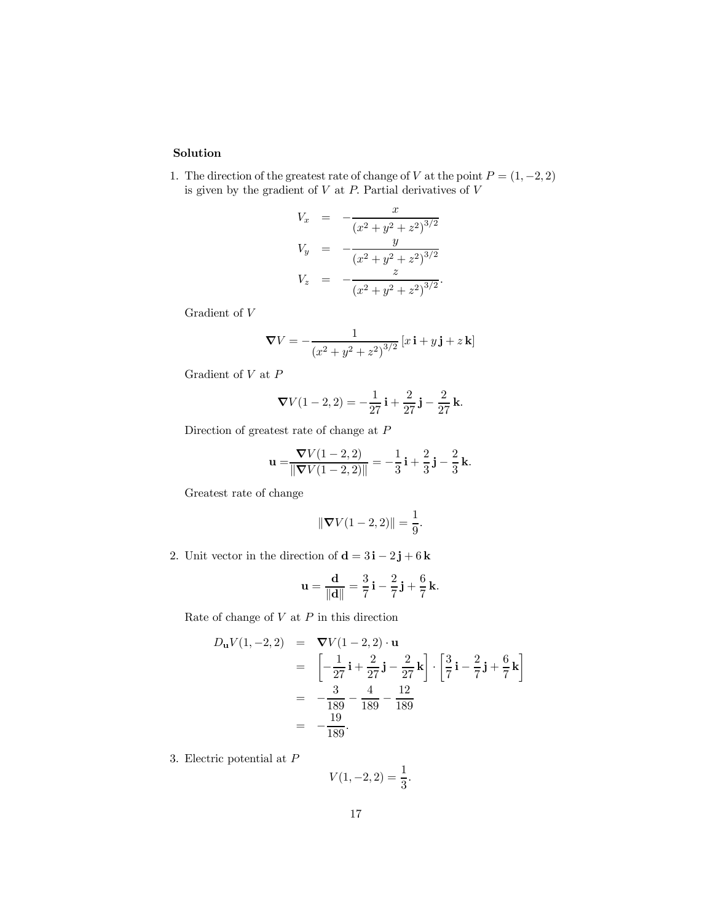**Solution**

1. The direction of the greatest rate of change of $V$ at the point $P = (1, -2, 2)$ is given by the gradient of $V$ at $P$. Partial derivatives of $V$

$$\begin{aligned} V_x &= -\frac{x}{(x^2+y^2+z^2)^{3/2}} \\ V_y &= -\frac{y}{(x^2+y^2+z^2)^{3/2}} \\ V_z &= -\frac{z}{(x^2+y^2+z^2)^{3/2}}. \end{aligned}$$

Gradient of $V$

$$\nabla V = -\frac{1}{(x^2+y^2+z^2)^{3/2}} \left[ x\,\mathbf{i} + y\,\mathbf{j} + z\,\mathbf{k} \right]$$

Gradient of $V$ at $P$

$$\nabla V(1-2,2) = -\frac{1}{27}\,\mathbf{i} + \frac{2}{27}\,\mathbf{j} - \frac{2}{27}\,\mathbf{k}.$$

Direction of greatest rate of change at $P$

$$\mathbf{u} = \frac{\nabla V(1-2,2)}{\|\nabla V(1-2,2)\|} = -\frac{1}{3}\,\mathbf{i} + \frac{2}{3}\,\mathbf{j} - \frac{2}{3}\,\mathbf{k}.$$

Greatest rate of change

$$\|\nabla V(1-2,2)\| = \frac{1}{9}.$$

2. Unit vector in the direction of $\mathbf{d} = 3\,\mathbf{i} - 2\,\mathbf{j} + 6\,\mathbf{k}$

$$\mathbf{u} = \frac{\mathbf{d}}{\|\mathbf{d}\|} = \frac{3}{7}\,\mathbf{i} - \frac{2}{7}\,\mathbf{j} + \frac{6}{7}\,\mathbf{k}.$$

Rate of change of $V$ at $P$ in this direction

$$\begin{aligned} D_{\mathbf{u}}V(1,-2,2) &= \nabla V(1-2,2) \cdot \mathbf{u} \\ &= \left[ -\frac{1}{27}\,\mathbf{i} + \frac{2}{27}\,\mathbf{j} - \frac{2}{27}\,\mathbf{k} \right] \cdot \left[ \frac{3}{7}\,\mathbf{i} - \frac{2}{7}\,\mathbf{j} + \frac{6}{7}\,\mathbf{k} \right] \\ &= -\frac{3}{189} - \frac{4}{189} - \frac{12}{189} \\ &= -\frac{19}{189}. \end{aligned}$$

3. Electric potential at $P$

$$V(1,-2,2) = \frac{1}{3}.$$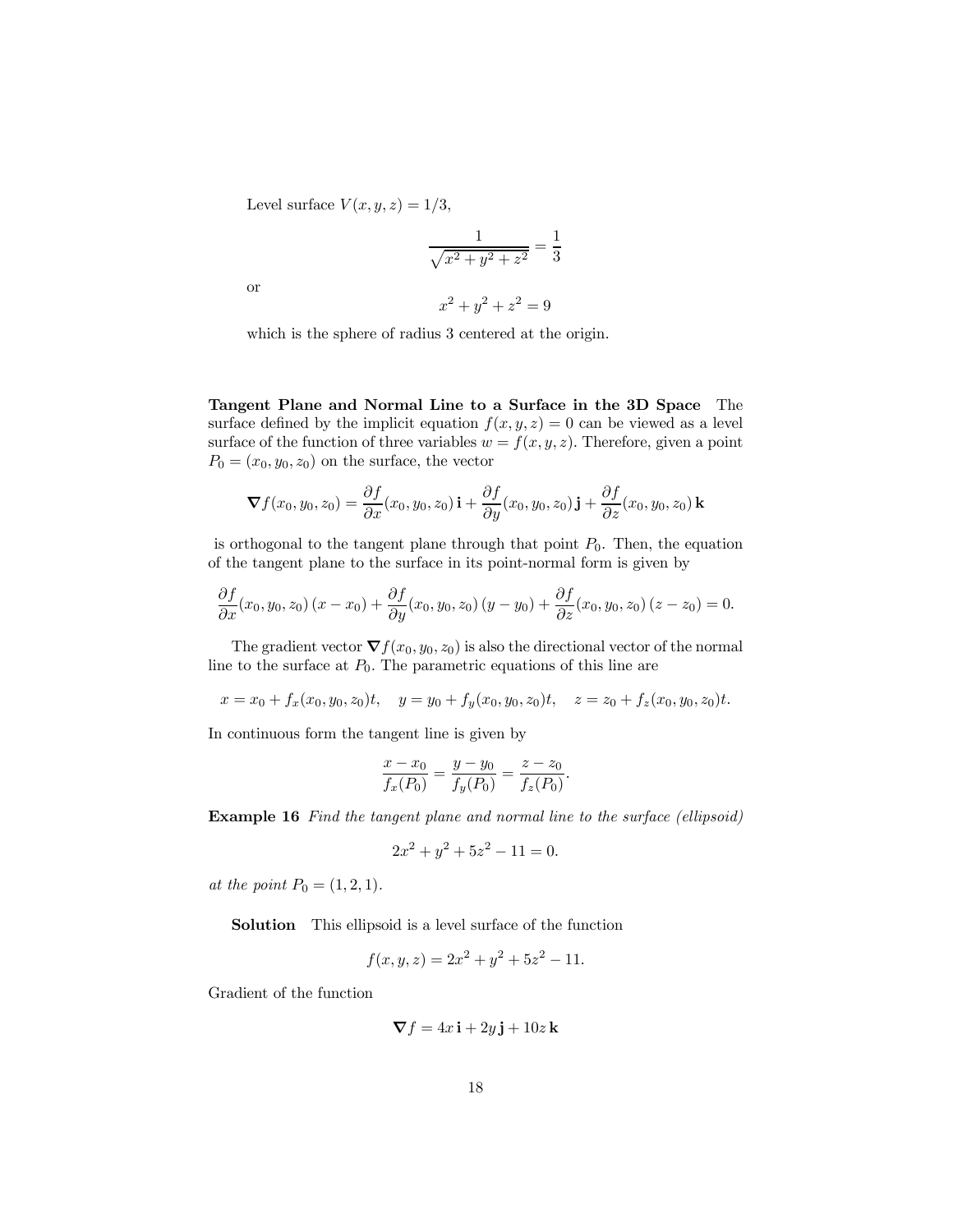Level surface $V(x, y, z) = 1/3$,

$$\frac{1}{\sqrt{x^2 + y^2 + z^2}} = \frac{1}{3}$$

or

$$x^2 + y^2 + z^2 = 9$$

which is the sphere of radius 3 centered at the origin.

**Tangent Plane and Normal Line to a Surface in the 3D Space** The surface defined by the implicit equation $f(x, y, z) = 0$ can be viewed as a level surface of the function of three variables $w = f(x, y, z)$. Therefore, given a point $P_0 = (x_0, y_0, z_0)$ on the surface, the vector

$$\boldsymbol{\nabla} f(x_0, y_0, z_0) = \frac{\partial f}{\partial x}(x_0, y_0, z_0)\,\mathbf{i} + \frac{\partial f}{\partial y}(x_0, y_0, z_0)\,\mathbf{j} + \frac{\partial f}{\partial z}(x_0, y_0, z_0)\,\mathbf{k}$$

is orthogonal to the tangent plane through that point $P_0$. Then, the equation of the tangent plane to the surface in its point-normal form is given by

$$\frac{\partial f}{\partial x}(x_0, y_0, z_0)\,(x - x_0) + \frac{\partial f}{\partial y}(x_0, y_0, z_0)\,(y - y_0) + \frac{\partial f}{\partial z}(x_0, y_0, z_0)\,(z - z_0) = 0.$$

The gradient vector $\boldsymbol{\nabla} f(x_0, y_0, z_0)$ is also the directional vector of the normal line to the surface at $P_0$. The parametric equations of this line are

$$x = x_0 + f_x(x_0, y_0, z_0)t, \quad y = y_0 + f_y(x_0, y_0, z_0)t, \quad z = z_0 + f_z(x_0, y_0, z_0)t.$$

In continuous form the tangent line is given by

$$\frac{x - x_0}{f_x(P_0)} = \frac{y - y_0}{f_y(P_0)} = \frac{z - z_0}{f_z(P_0)}.$$

**Example 16** *Find the tangent plane and normal line to the surface (ellipsoid)*

$$2x^2 + y^2 + 5z^2 - 11 = 0.$$

*at the point $P_0 = (1, 2, 1)$.*

**Solution** This ellipsoid is a level surface of the function

$$f(x, y, z) = 2x^2 + y^2 + 5z^2 - 11.$$

Gradient of the function

$$\boldsymbol{\nabla} f = 4x\,\mathbf{i} + 2y\,\mathbf{j} + 10z\,\mathbf{k}$$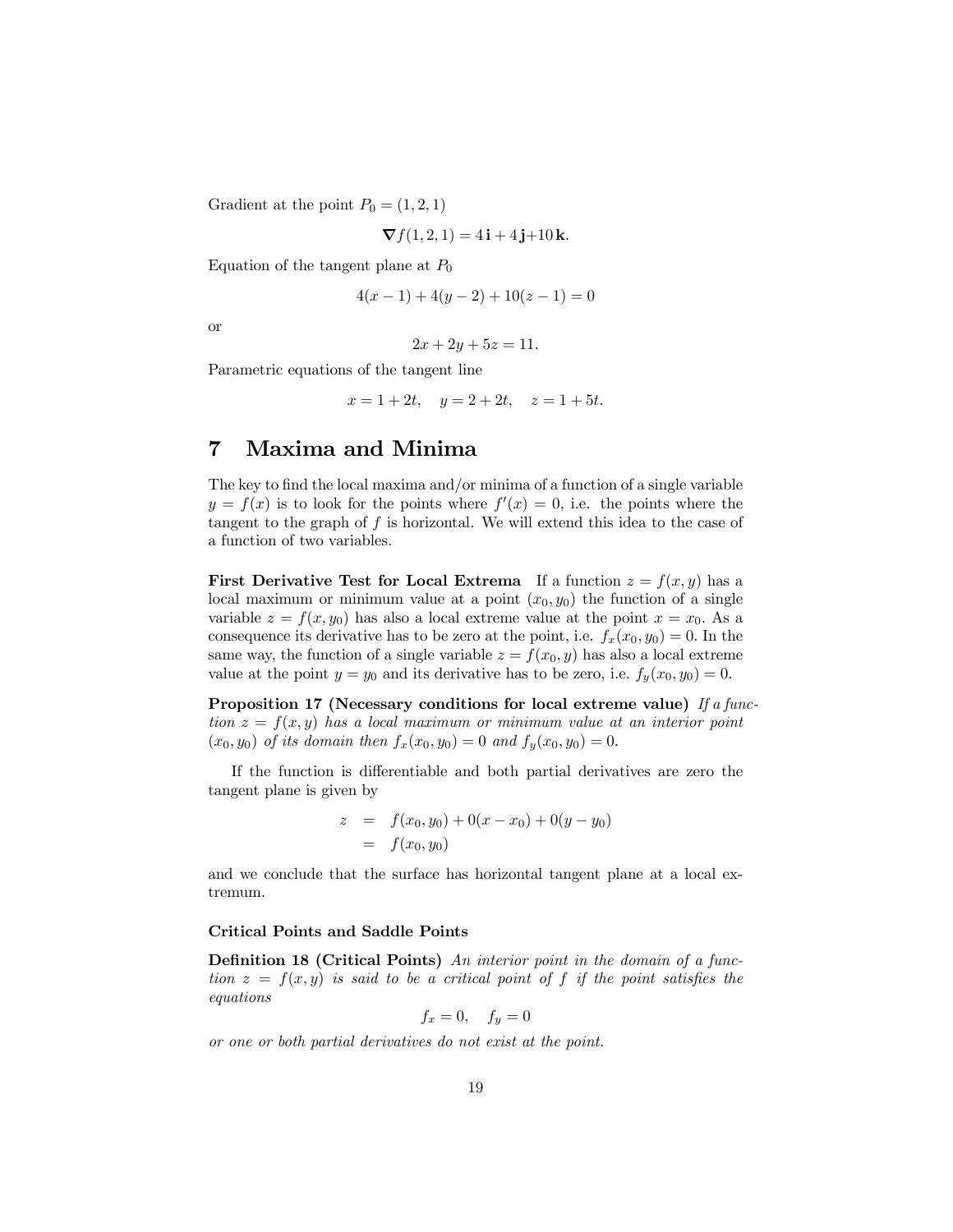Gradient at the point $P_0 = (1, 2, 1)$

$$\nabla f(1, 2, 1) = 4\,\mathbf{i} + 4\,\mathbf{j} + 10\,\mathbf{k}.$$

Equation of the tangent plane at $P_0$

$$4(x-1) + 4(y-2) + 10(z-1) = 0$$

or

$$2x + 2y + 5z = 11.$$

Parametric equations of the tangent line

$$x = 1 + 2t, \quad y = 2 + 2t, \quad z = 1 + 5t.$$

# 7 Maxima and Minima

The key to find the local maxima and/or minima of a function of a single variable $y = f(x)$ is to look for the points where $f'(x) = 0$, i.e. the points where the tangent to the graph of $f$ is horizontal. We will extend this idea to the case of a function of two variables.

**First Derivative Test for Local Extrema** If a function $z = f(x, y)$ has a local maximum or minimum value at a point $(x_0, y_0)$ the function of a single variable $z = f(x, y_0)$ has also a local extreme value at the point $x = x_0$. As a consequence its derivative has to be zero at the point, i.e. $f_x(x_0, y_0) = 0$. In the same way, the function of a single variable $z = f(x_0, y)$ has also a local extreme value at the point $y = y_0$ and its derivative has to be zero, i.e. $f_y(x_0, y_0) = 0$.

**Proposition 17 (Necessary conditions for local extreme value)** *If a function $z = f(x, y)$ has a local maximum or minimum value at an interior point $(x_0, y_0)$ of its domain then $f_x(x_0, y_0) = 0$ and $f_y(x_0, y_0) = 0$.*

If the function is differentiable and both partial derivatives are zero the tangent plane is given by

$$\begin{aligned} z &= f(x_0, y_0) + 0(x - x_0) + 0(y - y_0) \\ &= f(x_0, y_0) \end{aligned}$$

and we conclude that the surface has horizontal tangent plane at a local extremum.

### Critical Points and Saddle Points

**Definition 18 (Critical Points)** *An interior point in the domain of a function $z = f(x, y)$ is said to be a critical point of $f$ if the point satisfies the equations*

$$f_x = 0, \quad f_y = 0$$

*or one or both partial derivatives do not exist at the point.*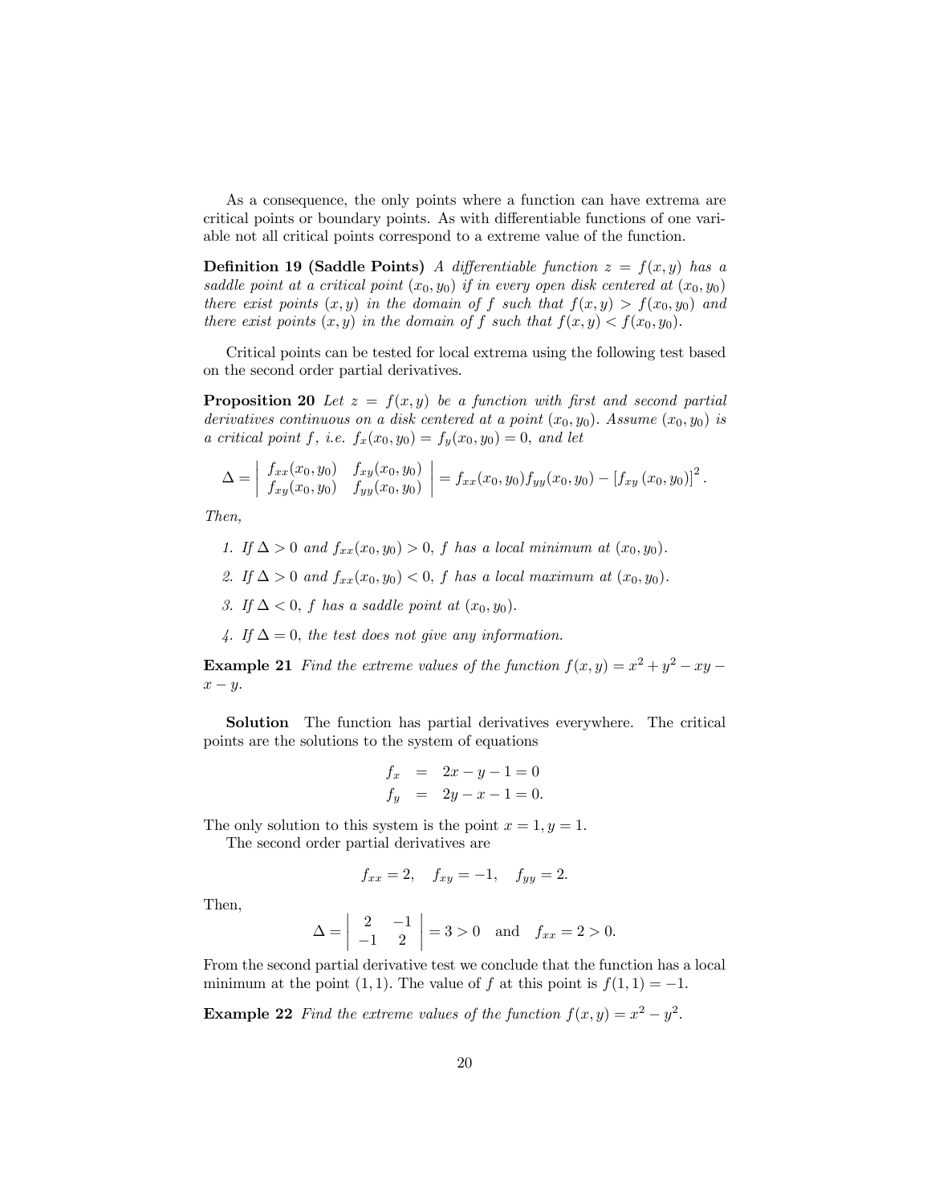As a consequence, the only points where a function can have extrema are critical points or boundary points. As with differentiable functions of one variable not all critical points correspond to a extreme value of the function.

**Definition 19 (Saddle Points)** *A differentiable function $z = f(x, y)$ has a saddle point at a critical point $(x_0, y_0)$ if in every open disk centered at $(x_0, y_0)$ there exist points $(x, y)$ in the domain of $f$ such that $f(x, y) > f(x_0, y_0)$ and there exist points $(x, y)$ in the domain of $f$ such that $f(x, y) < f(x_0, y_0)$.*

Critical points can be tested for local extrema using the following test based on the second order partial derivatives.

**Proposition 20** *Let $z = f(x, y)$ be a function with first and second partial derivatives continuous on a disk centered at a point $(x_0, y_0)$. Assume $(x_0, y_0)$ is a critical point $f$, i.e. $f_x(x_0, y_0) = f_y(x_0, y_0) = 0$, and let*

$$\Delta = \begin{vmatrix} f_{xx}(x_0, y_0) & f_{xy}(x_0, y_0) \\ f_{xy}(x_0, y_0) & f_{yy}(x_0, y_0) \end{vmatrix} = f_{xx}(x_0, y_0) f_{yy}(x_0, y_0) - \left[f_{xy}(x_0, y_0)\right]^2.$$

*Then,*

1. *If $\Delta > 0$ and $f_{xx}(x_0, y_0) > 0$, $f$ has a local minimum at $(x_0, y_0)$.*
2. *If $\Delta > 0$ and $f_{xx}(x_0, y_0) < 0$, $f$ has a local maximum at $(x_0, y_0)$.*
3. *If $\Delta < 0$, $f$ has a saddle point at $(x_0, y_0)$.*
4. *If $\Delta = 0$, the test does not give any information.*

**Example 21** *Find the extreme values of the function $f(x, y) = x^2 + y^2 - xy - x - y$.*

**Solution** The function has partial derivatives everywhere. The critical points are the solutions to the system of equations

$$\begin{aligned} f_x &= 2x - y - 1 = 0 \\ f_y &= 2y - x - 1 = 0. \end{aligned}$$

The only solution to this system is the point $x = 1, y = 1$.

The second order partial derivatives are

$$f_{xx} = 2, \quad f_{xy} = -1, \quad f_{yy} = 2.$$

Then,

$$\Delta = \begin{vmatrix} 2 & -1 \\ -1 & 2 \end{vmatrix} = 3 > 0 \quad \text{and} \quad f_{xx} = 2 > 0.$$

From the second partial derivative test we conclude that the function has a local minimum at the point $(1, 1)$. The value of $f$ at this point is $f(1, 1) = -1$.

**Example 22** *Find the extreme values of the function $f(x, y) = x^2 - y^2$.*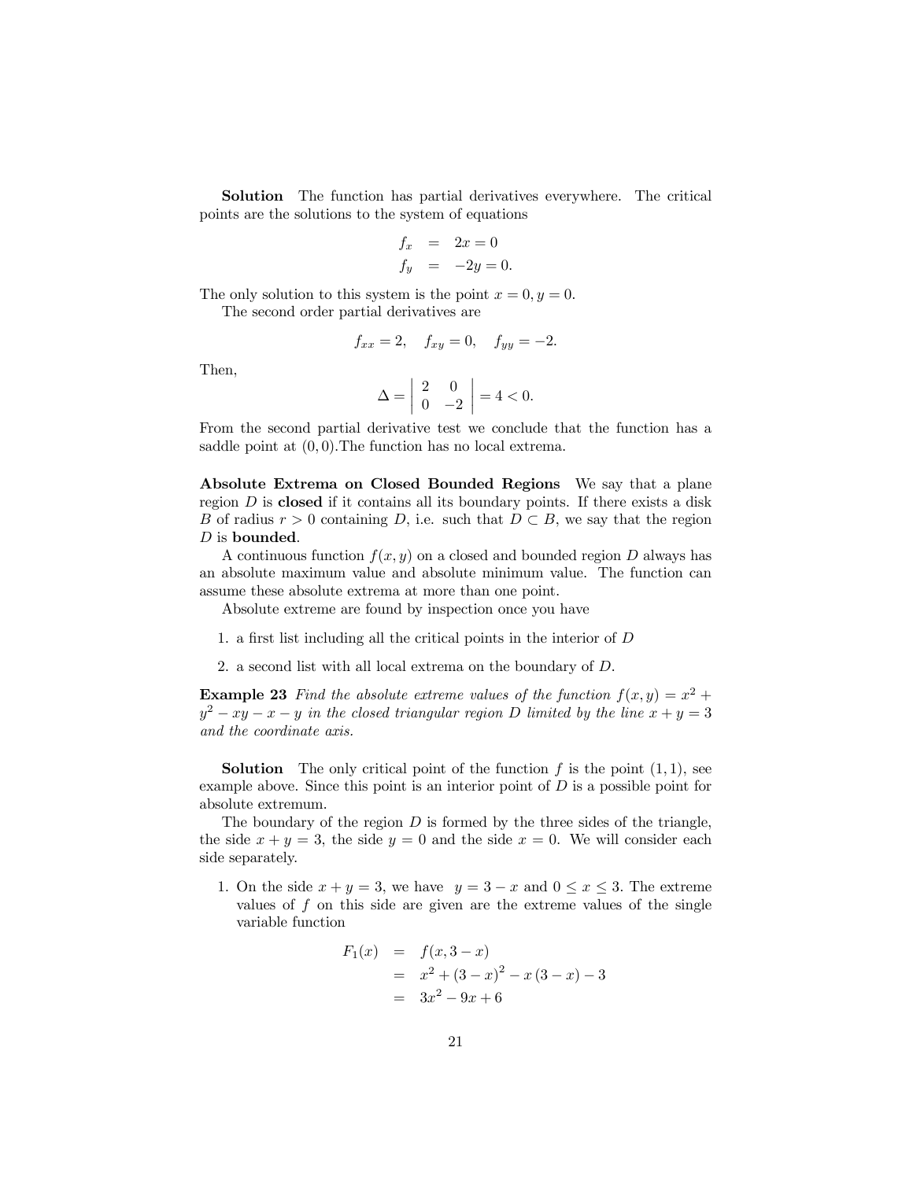**Solution** The function has partial derivatives everywhere. The critical points are the solutions to the system of equations

$$
\begin{aligned}
f_x &= 2x = 0 \\
f_y &= -2y = 0.
\end{aligned}
$$

The only solution to this system is the point $x = 0, y = 0$.

The second order partial derivatives are

$$f_{xx} = 2, \quad f_{xy} = 0, \quad f_{yy} = -2.$$

Then,

$$\Delta = \begin{vmatrix} 2 & 0 \\ 0 & -2 \end{vmatrix} = 4 < 0.$$

From the second partial derivative test we conclude that the function has a saddle point at $(0,0)$.The function has no local extrema.

**Absolute Extrema on Closed Bounded Regions** We say that a plane region $D$ is **closed** if it contains all its boundary points. If there exists a disk $B$ of radius $r > 0$ containing $D$, i.e. such that $D \subset B$, we say that the region $D$ is **bounded**.

A continuous function $f(x,y)$ on a closed and bounded region $D$ always has an absolute maximum value and absolute minimum value. The function can assume these absolute extrema at more than one point.

Absolute extreme are found by inspection once you have

1. a first list including all the critical points in the interior of $D$
2. a second list with all local extrema on the boundary of $D$.

**Example 23** *Find the absolute extreme values of the function $f(x,y) = x^2 + y^2 - xy - x - y$ in the closed triangular region $D$ limited by the line $x + y = 3$ and the coordinate axis.*

**Solution** The only critical point of the function $f$ is the point $(1,1)$, see example above. Since this point is an interior point of $D$ is a possible point for absolute extremum.

The boundary of the region $D$ is formed by the three sides of the triangle, the side $x + y = 3$, the side $y = 0$ and the side $x = 0$. We will consider each side separately.

1. On the side $x + y = 3$, we have $y = 3 - x$ and $0 \leq x \leq 3$. The extreme values of $f$ on this side are given are the extreme values of the single variable function

$$
\begin{aligned}
F_1(x) &= f(x, 3-x) \\
&= x^2 + (3-x)^2 - x(3-x) - 3 \\
&= 3x^2 - 9x + 6
\end{aligned}
$$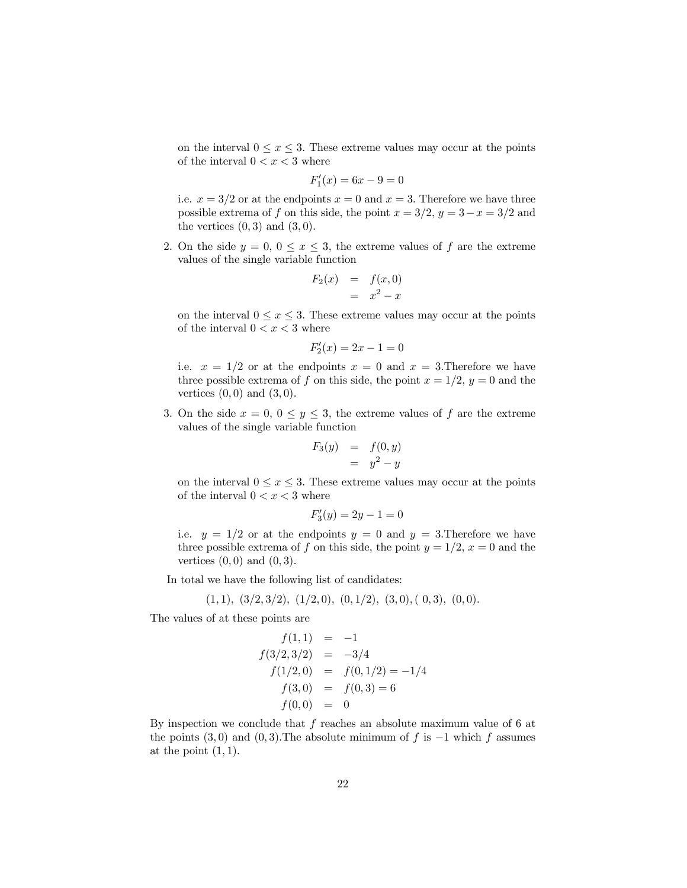on the interval $0 \leq x \leq 3$. These extreme values may occur at the points of the interval $0 < x < 3$ where

$$F_1'(x) = 6x - 9 = 0$$

i.e. $x = 3/2$ or at the endpoints $x = 0$ and $x = 3$. Therefore we have three possible extrema of $f$ on this side, the point $x = 3/2$, $y = 3 - x = 3/2$ and the vertices $(0, 3)$ and $(3, 0)$.

2. On the side $y = 0$, $0 \leq x \leq 3$, the extreme values of $f$ are the extreme values of the single variable function

$$\begin{aligned} F_2(x) &= f(x, 0) \\ &= x^2 - x \end{aligned}$$

on the interval $0 \leq x \leq 3$. These extreme values may occur at the points of the interval $0 < x < 3$ where

$$F_2'(x) = 2x - 1 = 0$$

i.e. $x = 1/2$ or at the endpoints $x = 0$ and $x = 3$.Therefore we have three possible extrema of $f$ on this side, the point $x = 1/2$, $y = 0$ and the vertices $(0, 0)$ and $(3, 0)$.

3. On the side $x = 0$, $0 \leq y \leq 3$, the extreme values of $f$ are the extreme values of the single variable function

$$\begin{aligned} F_3(y) &= f(0, y) \\ &= y^2 - y \end{aligned}$$

on the interval $0 \leq x \leq 3$. These extreme values may occur at the points of the interval $0 < x < 3$ where

$$F_3'(y) = 2y - 1 = 0$$

i.e. $y = 1/2$ or at the endpoints $y = 0$ and $y = 3$.Therefore we have three possible extrema of $f$ on this side, the point $y = 1/2$, $x = 0$ and the vertices $(0, 0)$ and $(0, 3)$.

In total we have the following list of candidates:

$$(1, 1),\ (3/2, 3/2),\ (1/2, 0),\ (0, 1/2),\ (3, 0), (\ 0, 3),\ (0, 0).$$

The values of at these points are

$$\begin{aligned} f(1, 1) &= -1 \\ f(3/2, 3/2) &= -3/4 \\ f(1/2, 0) &= f(0, 1/2) = -1/4 \\ f(3, 0) &= f(0, 3) = 6 \\ f(0, 0) &= 0 \end{aligned}$$

By inspection we conclude that $f$ reaches an absolute maximum value of 6 at the points $(3, 0)$ and $(0, 3)$.The absolute minimum of $f$ is $-1$ which $f$ assumes at the point $(1, 1)$.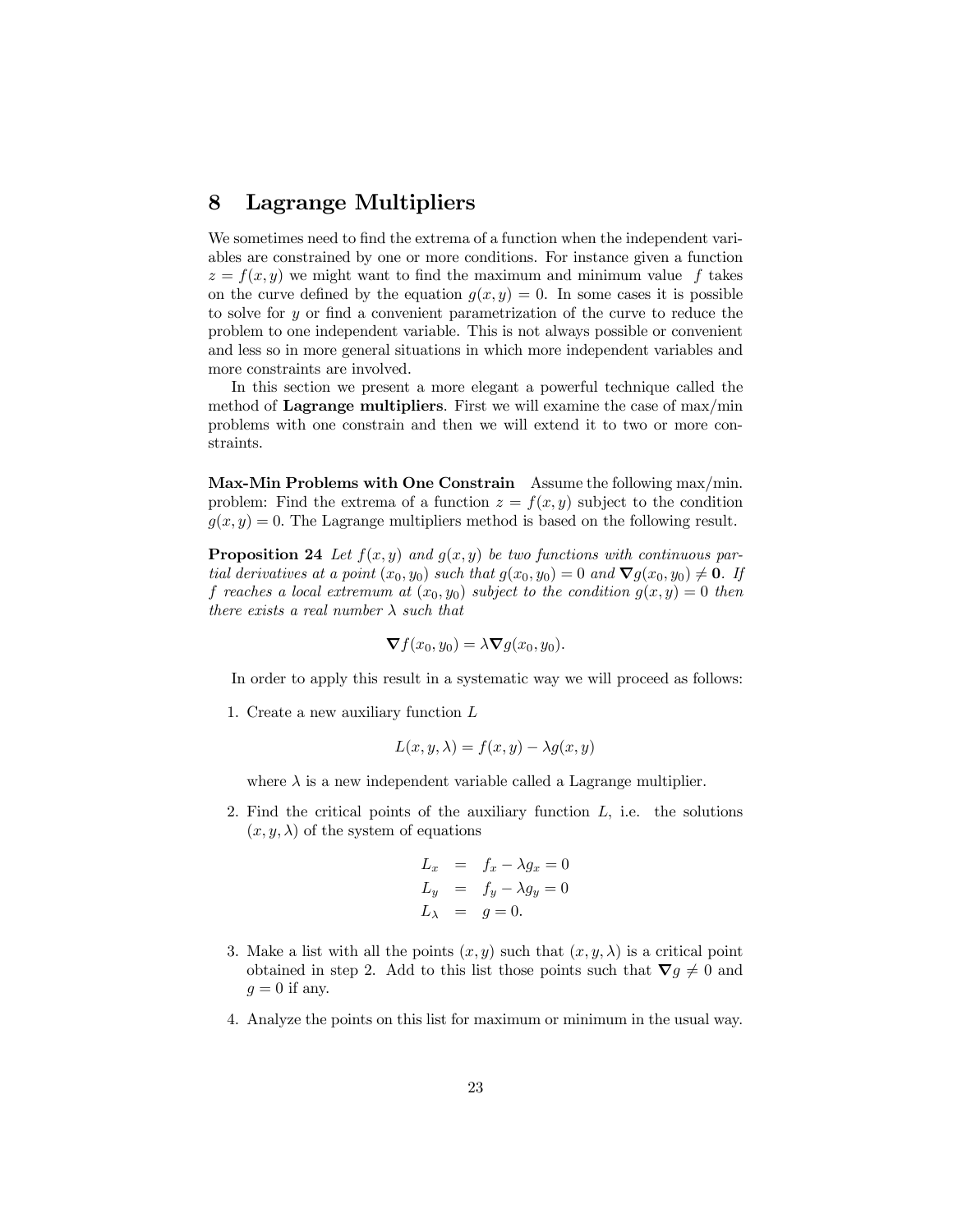# 8 Lagrange Multipliers

We sometimes need to find the extrema of a function when the independent variables are constrained by one or more conditions. For instance given a function $z = f(x, y)$ we might want to find the maximum and minimum value $f$ takes on the curve defined by the equation $g(x, y) = 0$. In some cases it is possible to solve for $y$ or find a convenient parametrization of the curve to reduce the problem to one independent variable. This is not always possible or convenient and less so in more general situations in which more independent variables and more constraints are involved.

In this section we present a more elegant a powerful technique called the method of **Lagrange multipliers**. First we will examine the case of max/min problems with one constrain and then we will extend it to two or more constraints.

**Max-Min Problems with One Constrain** Assume the following max/min. problem: Find the extrema of a function $z = f(x, y)$ subject to the condition $g(x, y) = 0$. The Lagrange multipliers method is based on the following result.

**Proposition 24** *Let $f(x, y)$ and $g(x, y)$ be two functions with continuous partial derivatives at a point $(x_0, y_0)$ such that $g(x_0, y_0) = 0$ and $\nabla g(x_0, y_0) \neq \mathbf{0}$. If $f$ reaches a local extremum at $(x_0, y_0)$ subject to the condition $g(x, y) = 0$ then there exists a real number $\lambda$ such that*

$$\nabla f(x_0, y_0) = \lambda \nabla g(x_0, y_0).$$

In order to apply this result in a systematic way we will proceed as follows:

1. Create a new auxiliary function $L$

$$L(x, y, \lambda) = f(x, y) - \lambda g(x, y)$$

   where $\lambda$ is a new independent variable called a Lagrange multiplier.

2. Find the critical points of the auxiliary function $L$, i.e. the solutions $(x, y, \lambda)$ of the system of equations

$$\begin{aligned} L_x &= f_x - \lambda g_x = 0 \\ L_y &= f_y - \lambda g_y = 0 \\ L_\lambda &= g = 0. \end{aligned}$$

3. Make a list with all the points $(x, y)$ such that $(x, y, \lambda)$ is a critical point obtained in step 2. Add to this list those points such that $\nabla g \neq 0$ and $g = 0$ if any.

4. Analyze the points on this list for maximum or minimum in the usual way.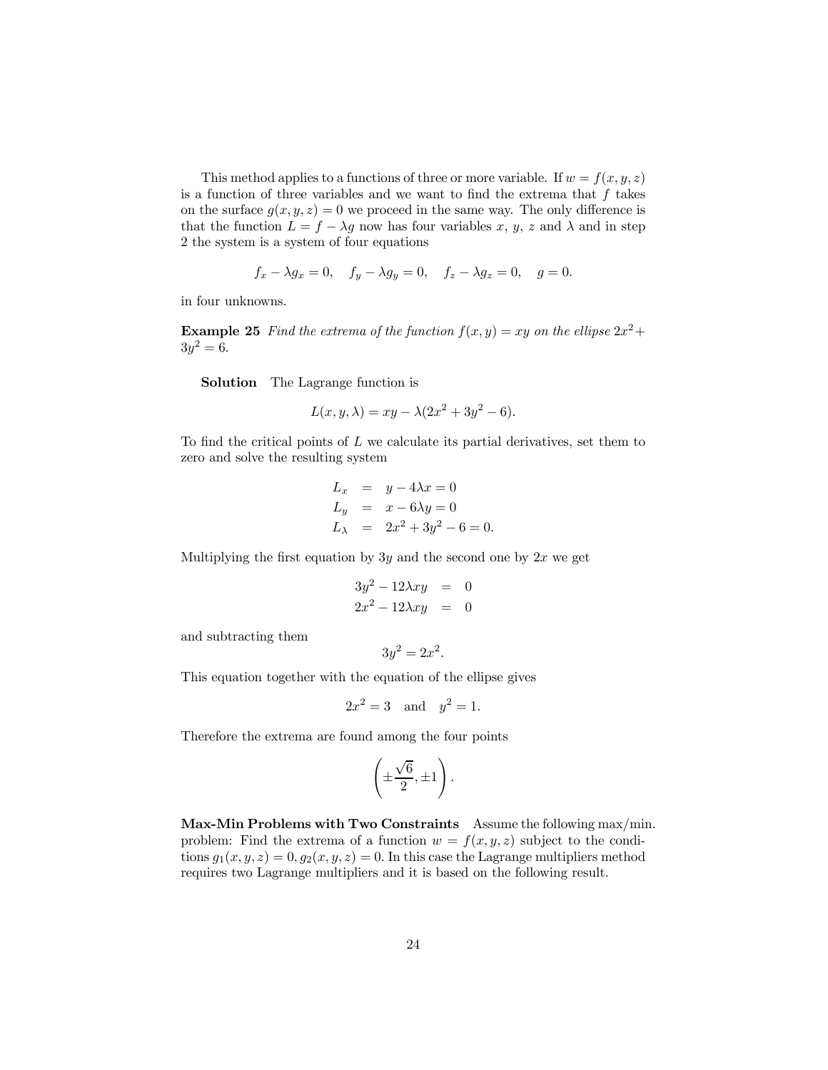This method applies to a functions of three or more variable. If $w = f(x, y, z)$ is a function of three variables and we want to find the extrema that $f$ takes on the surface $g(x, y, z) = 0$ we proceed in the same way. The only difference is that the function $L = f - \lambda g$ now has four variables $x$, $y$, $z$ and $\lambda$ and in step 2 the system is a system of four equations

$$f_x - \lambda g_x = 0, \quad f_y - \lambda g_y = 0, \quad f_z - \lambda g_z = 0, \quad g = 0.$$

in four unknowns.

**Example 25** *Find the extrema of the function $f(x, y) = xy$ on the ellipse $2x^2 + 3y^2 = 6$.*

**Solution** The Lagrange function is

$$L(x, y, \lambda) = xy - \lambda(2x^2 + 3y^2 - 6).$$

To find the critical points of $L$ we calculate its partial derivatives, set them to zero and solve the resulting system

$$\begin{aligned} L_x &= y - 4\lambda x = 0 \\ L_y &= x - 6\lambda y = 0 \\ L_\lambda &= 2x^2 + 3y^2 - 6 = 0. \end{aligned}$$

Multiplying the first equation by $3y$ and the second one by $2x$ we get

$$\begin{aligned} 3y^2 - 12\lambda xy &= 0 \\ 2x^2 - 12\lambda xy &= 0 \end{aligned}$$

and subtracting them

$$3y^2 = 2x^2.$$

This equation together with the equation of the ellipse gives

$$2x^2 = 3 \quad \text{and} \quad y^2 = 1.$$

Therefore the extrema are found among the four points

$$\left( \pm \frac{\sqrt{6}}{2}, \pm 1 \right).$$

**Max-Min Problems with Two Constraints** Assume the following max/min. problem: Find the extrema of a function $w = f(x, y, z)$ subject to the conditions $g_1(x, y, z) = 0, g_2(x, y, z) = 0$. In this case the Lagrange multipliers method requires two Lagrange multipliers and it is based on the following result.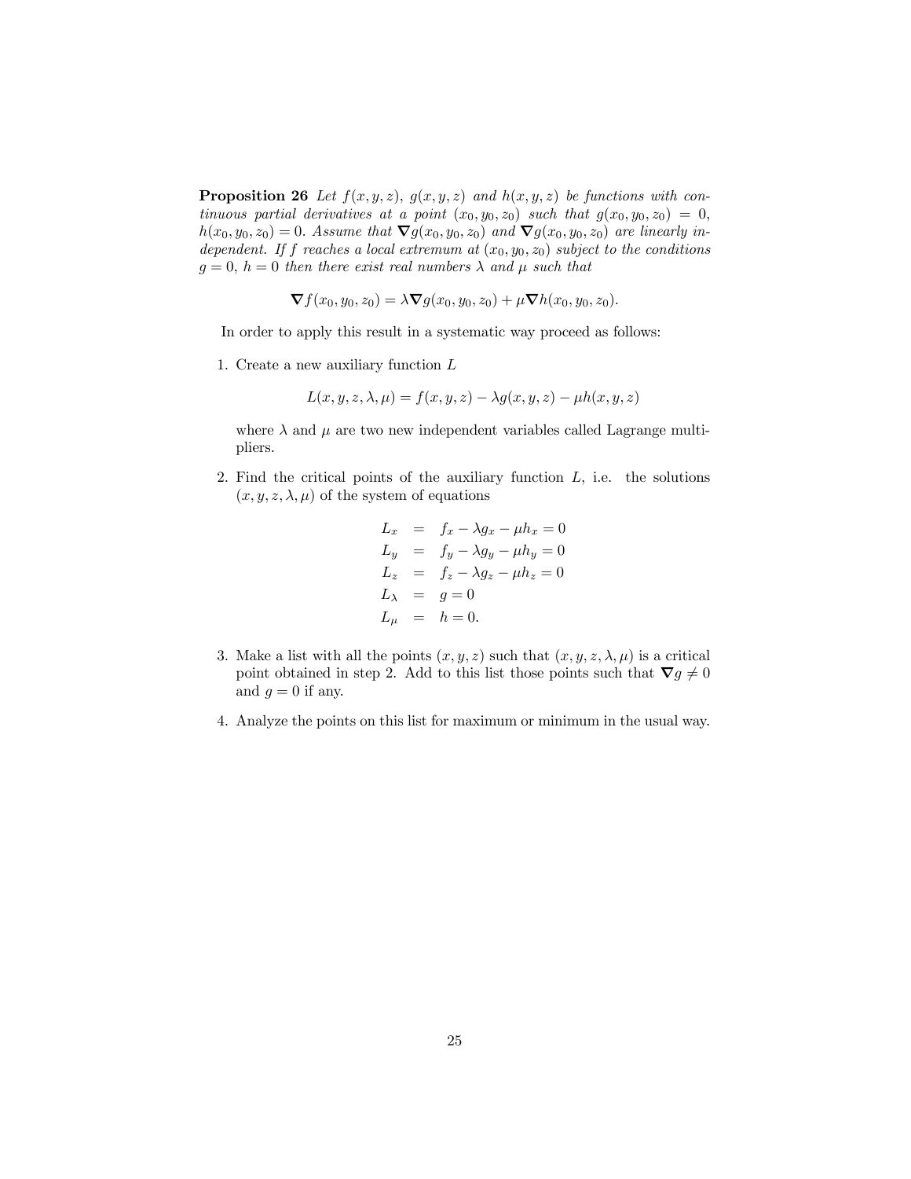**Proposition 26** *Let $f(x, y, z)$, $g(x, y, z)$ and $h(x, y, z)$ be functions with continuous partial derivatives at a point $(x_0, y_0, z_0)$ such that $g(x_0, y_0, z_0) = 0$, $h(x_0, y_0, z_0) = 0$. Assume that $\nabla g(x_0, y_0, z_0)$ and $\nabla g(x_0, y_0, z_0)$ are linearly independent. If $f$ reaches a local extremum at $(x_0, y_0, z_0)$ subject to the conditions $g = 0$, $h = 0$ then there exist real numbers $\lambda$ and $\mu$ such that*

$$\nabla f(x_0, y_0, z_0) = \lambda \nabla g(x_0, y_0, z_0) + \mu \nabla h(x_0, y_0, z_0).$$

In order to apply this result in a systematic way proceed as follows:

1. Create a new auxiliary function $L$

$$L(x, y, z, \lambda, \mu) = f(x, y, z) - \lambda g(x, y, z) - \mu h(x, y, z)$$

   where $\lambda$ and $\mu$ are two new independent variables called Lagrange multipliers.

2. Find the critical points of the auxiliary function $L$, i.e. the solutions $(x, y, z, \lambda, \mu)$ of the system of equations

$$\begin{aligned} L_x &= f_x - \lambda g_x - \mu h_x = 0 \\ L_y &= f_y - \lambda g_y - \mu h_y = 0 \\ L_z &= f_z - \lambda g_z - \mu h_z = 0 \\ L_\lambda &= g = 0 \\ L_\mu &= h = 0. \end{aligned}$$

3. Make a list with all the points $(x, y, z)$ such that $(x, y, z, \lambda, \mu)$ is a critical point obtained in step 2. Add to this list those points such that $\nabla g \neq 0$ and $g = 0$ if any.

4. Analyze the points on this list for maximum or minimum in the usual way.